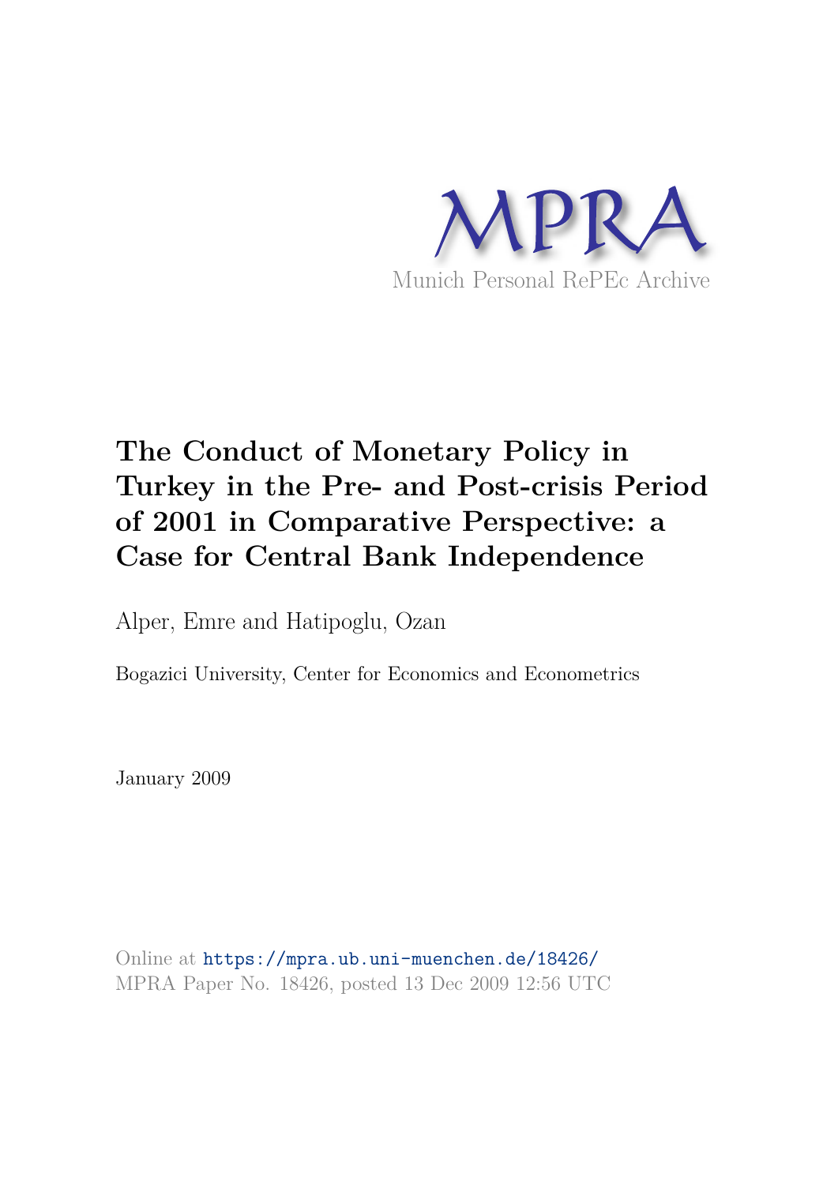MPRA

Munich Personal RePEc Archive

# The Conduct of Monetary Policy in Turkey in the Pre- and Post-crisis Period of 2001 in Comparative Perspective: a Case for Central Bank Independence

Alper, Emre and Hatipoglu, Ozan

Bogazici University, Center for Economics and Econometrics

January 2009

Online at https://mpra.ub.uni-muenchen.de/18426/
MPRA Paper No. 18426, posted 13 Dec 2009 12:56 UTC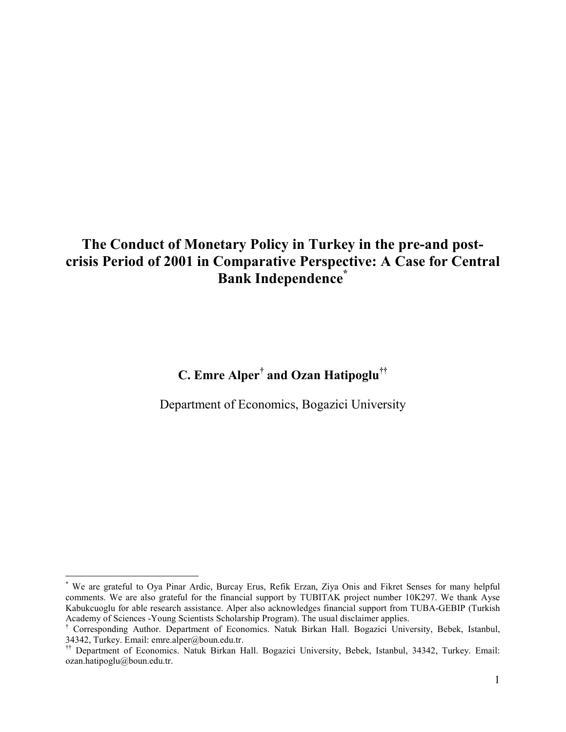# The Conduct of Monetary Policy in Turkey in the pre-and post-crisis Period of 2001 in Comparative Perspective: A Case for Central Bank Independence[*]

**C. Emre Alper[†] and Ozan Hatipoglu[††]**

Department of Economics, Bogazici University

---

[*] We are grateful to Oya Pinar Ardic, Burcay Erus, Refik Erzan, Ziya Onis and Fikret Senses for many helpful comments. We are also grateful for the financial support by TUBITAK project number 10K297. We thank Ayse Kabukcuoglu for able research assistance. Alper also acknowledges financial support from TUBA-GEBIP (Turkish Academy of Sciences -Young Scientists Scholarship Program). The usual disclaimer applies.

[†] Corresponding Author. Department of Economics. Natuk Birkan Hall. Bogazici University, Bebek, Istanbul, 34342, Turkey. Email: emre.alper@boun.edu.tr.

[††] Department of Economics. Natuk Birkan Hall. Bogazici University, Bebek, Istanbul, 34342, Turkey. Email: ozan.hatipoglu@boun.edu.tr.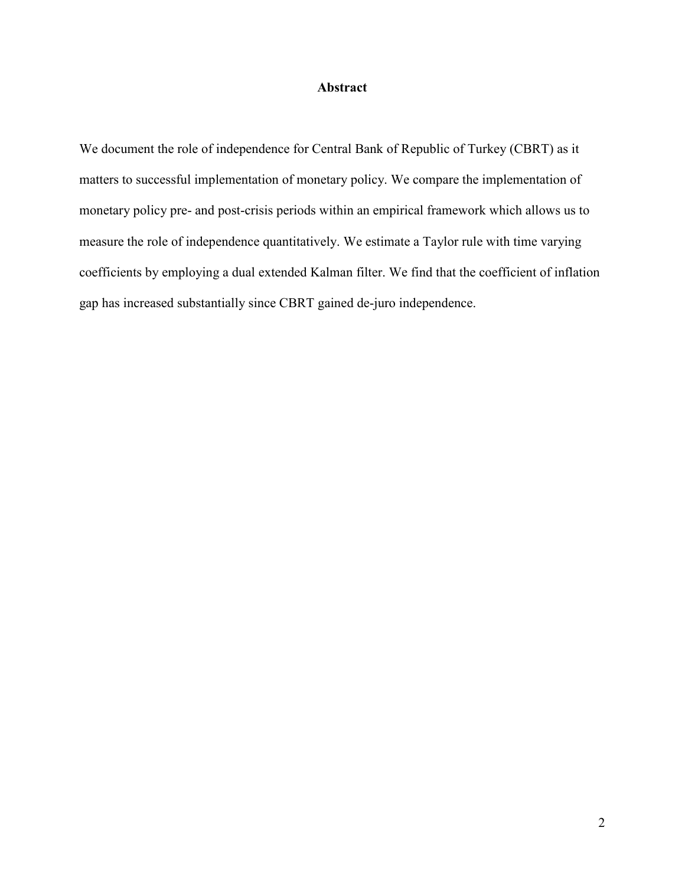## Abstract

We document the role of independence for Central Bank of Republic of Turkey (CBRT) as it matters to successful implementation of monetary policy. We compare the implementation of monetary policy pre- and post-crisis periods within an empirical framework which allows us to measure the role of independence quantitatively. We estimate a Taylor rule with time varying coefficients by employing a dual extended Kalman filter. We find that the coefficient of inflation gap has increased substantially since CBRT gained de-juro independence.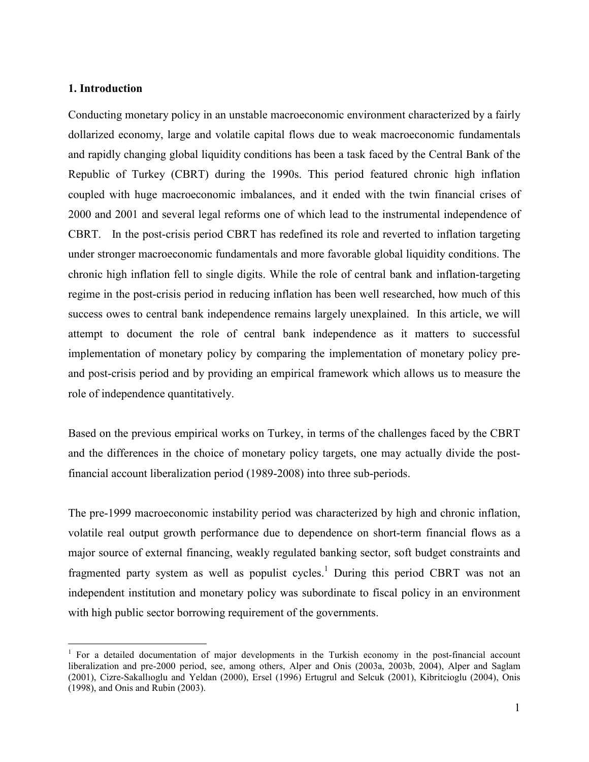## 1. Introduction

Conducting monetary policy in an unstable macroeconomic environment characterized by a fairly dollarized economy, large and volatile capital flows due to weak macroeconomic fundamentals and rapidly changing global liquidity conditions has been a task faced by the Central Bank of the Republic of Turkey (CBRT) during the 1990s. This period featured chronic high inflation coupled with huge macroeconomic imbalances, and it ended with the twin financial crises of 2000 and 2001 and several legal reforms one of which lead to the instrumental independence of CBRT. In the post-crisis period CBRT has redefined its role and reverted to inflation targeting under stronger macroeconomic fundamentals and more favorable global liquidity conditions. The chronic high inflation fell to single digits. While the role of central bank and inflation-targeting regime in the post-crisis period in reducing inflation has been well researched, how much of this success owes to central bank independence remains largely unexplained. In this article, we will attempt to document the role of central bank independence as it matters to successful implementation of monetary policy by comparing the implementation of monetary policy pre- and post-crisis period and by providing an empirical framework which allows us to measure the role of independence quantitatively.

Based on the previous empirical works on Turkey, in terms of the challenges faced by the CBRT and the differences in the choice of monetary policy targets, one may actually divide the post-financial account liberalization period (1989-2008) into three sub-periods.

The pre-1999 macroeconomic instability period was characterized by high and chronic inflation, volatile real output growth performance due to dependence on short-term financial flows as a major source of external financing, weakly regulated banking sector, soft budget constraints and fragmented party system as well as populist cycles.[1] During this period CBRT was not an independent institution and monetary policy was subordinate to fiscal policy in an environment with high public sector borrowing requirement of the governments.

---

[1] For a detailed documentation of major developments in the Turkish economy in the post-financial account liberalization and pre-2000 period, see, among others, Alper and Onis (2003a, 2003b, 2004), Alper and Saglam (2001), Cizre-Sakallıoglu and Yeldan (2000), Ersel (1996) Ertugrul and Selcuk (2001), Kibritcioglu (2004), Onis (1998), and Onis and Rubin (2003).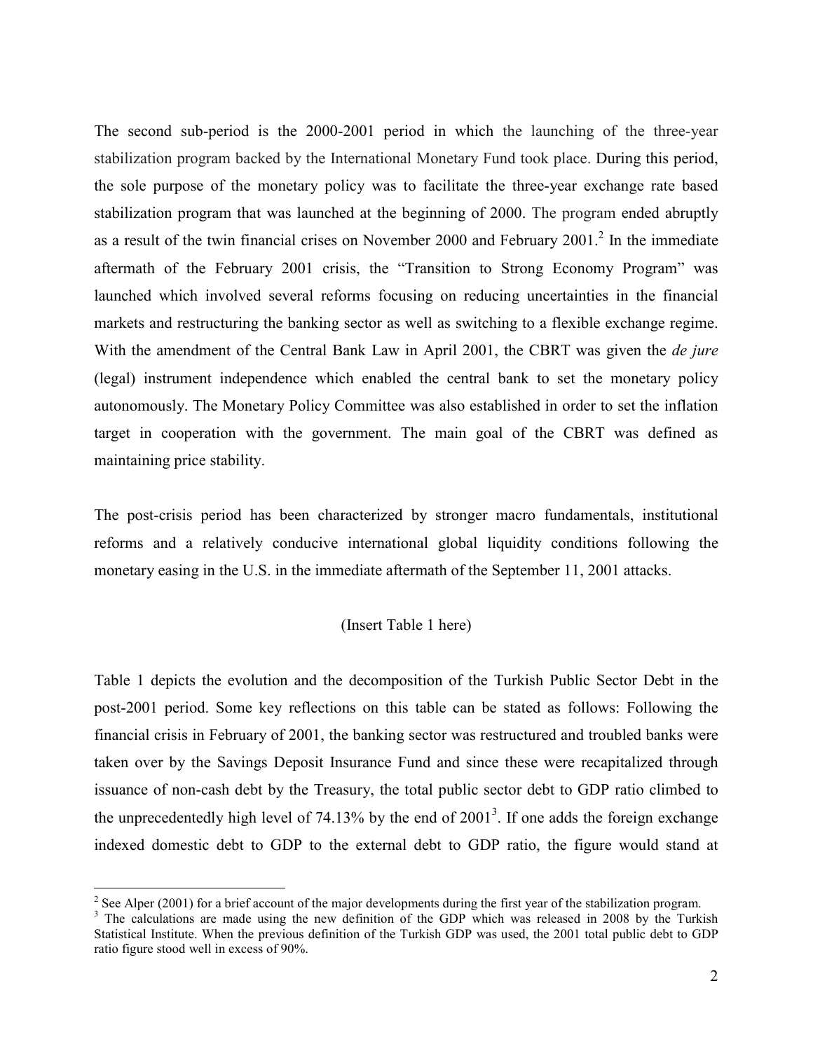The second sub-period is the 2000-2001 period in which the launching of the three-year stabilization program backed by the International Monetary Fund took place. During this period, the sole purpose of the monetary policy was to facilitate the three-year exchange rate based stabilization program that was launched at the beginning of 2000. The program ended abruptly as a result of the twin financial crises on November 2000 and February 2001.[2] In the immediate aftermath of the February 2001 crisis, the "Transition to Strong Economy Program" was launched which involved several reforms focusing on reducing uncertainties in the financial markets and restructuring the banking sector as well as switching to a flexible exchange regime. With the amendment of the Central Bank Law in April 2001, the CBRT was given the *de jure* (legal) instrument independence which enabled the central bank to set the monetary policy autonomously. The Monetary Policy Committee was also established in order to set the inflation target in cooperation with the government. The main goal of the CBRT was defined as maintaining price stability.

The post-crisis period has been characterized by stronger macro fundamentals, institutional reforms and a relatively conducive international global liquidity conditions following the monetary easing in the U.S. in the immediate aftermath of the September 11, 2001 attacks.

(Insert Table 1 here)

Table 1 depicts the evolution and the decomposition of the Turkish Public Sector Debt in the post-2001 period. Some key reflections on this table can be stated as follows: Following the financial crisis in February of 2001, the banking sector was restructured and troubled banks were taken over by the Savings Deposit Insurance Fund and since these were recapitalized through issuance of non-cash debt by the Treasury, the total public sector debt to GDP ratio climbed to the unprecedentedly high level of 74.13% by the end of 2001[3]. If one adds the foreign exchange indexed domestic debt to GDP to the external debt to GDP ratio, the figure would stand at

---

[2] See Alper (2001) for a brief account of the major developments during the first year of the stabilization program.

[3] The calculations are made using the new definition of the GDP which was released in 2008 by the Turkish Statistical Institute. When the previous definition of the Turkish GDP was used, the 2001 total public debt to GDP ratio figure stood well in excess of 90%.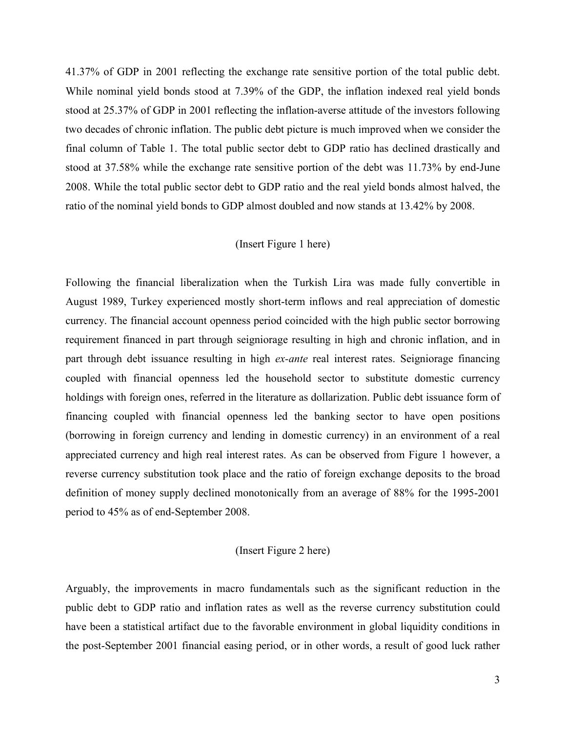41.37% of GDP in 2001 reflecting the exchange rate sensitive portion of the total public debt. While nominal yield bonds stood at 7.39% of the GDP, the inflation indexed real yield bonds stood at 25.37% of GDP in 2001 reflecting the inflation-averse attitude of the investors following two decades of chronic inflation. The public debt picture is much improved when we consider the final column of Table 1. The total public sector debt to GDP ratio has declined drastically and stood at 37.58% while the exchange rate sensitive portion of the debt was 11.73% by end-June 2008. While the total public sector debt to GDP ratio and the real yield bonds almost halved, the ratio of the nominal yield bonds to GDP almost doubled and now stands at 13.42% by 2008.

(Insert Figure 1 here)

Following the financial liberalization when the Turkish Lira was made fully convertible in August 1989, Turkey experienced mostly short-term inflows and real appreciation of domestic currency. The financial account openness period coincided with the high public sector borrowing requirement financed in part through seigniorage resulting in high and chronic inflation, and in part through debt issuance resulting in high *ex-ante* real interest rates. Seigniorage financing coupled with financial openness led the household sector to substitute domestic currency holdings with foreign ones, referred in the literature as dollarization. Public debt issuance form of financing coupled with financial openness led the banking sector to have open positions (borrowing in foreign currency and lending in domestic currency) in an environment of a real appreciated currency and high real interest rates. As can be observed from Figure 1 however, a reverse currency substitution took place and the ratio of foreign exchange deposits to the broad definition of money supply declined monotonically from an average of 88% for the 1995-2001 period to 45% as of end-September 2008.

(Insert Figure 2 here)

Arguably, the improvements in macro fundamentals such as the significant reduction in the public debt to GDP ratio and inflation rates as well as the reverse currency substitution could have been a statistical artifact due to the favorable environment in global liquidity conditions in the post-September 2001 financial easing period, or in other words, a result of good luck rather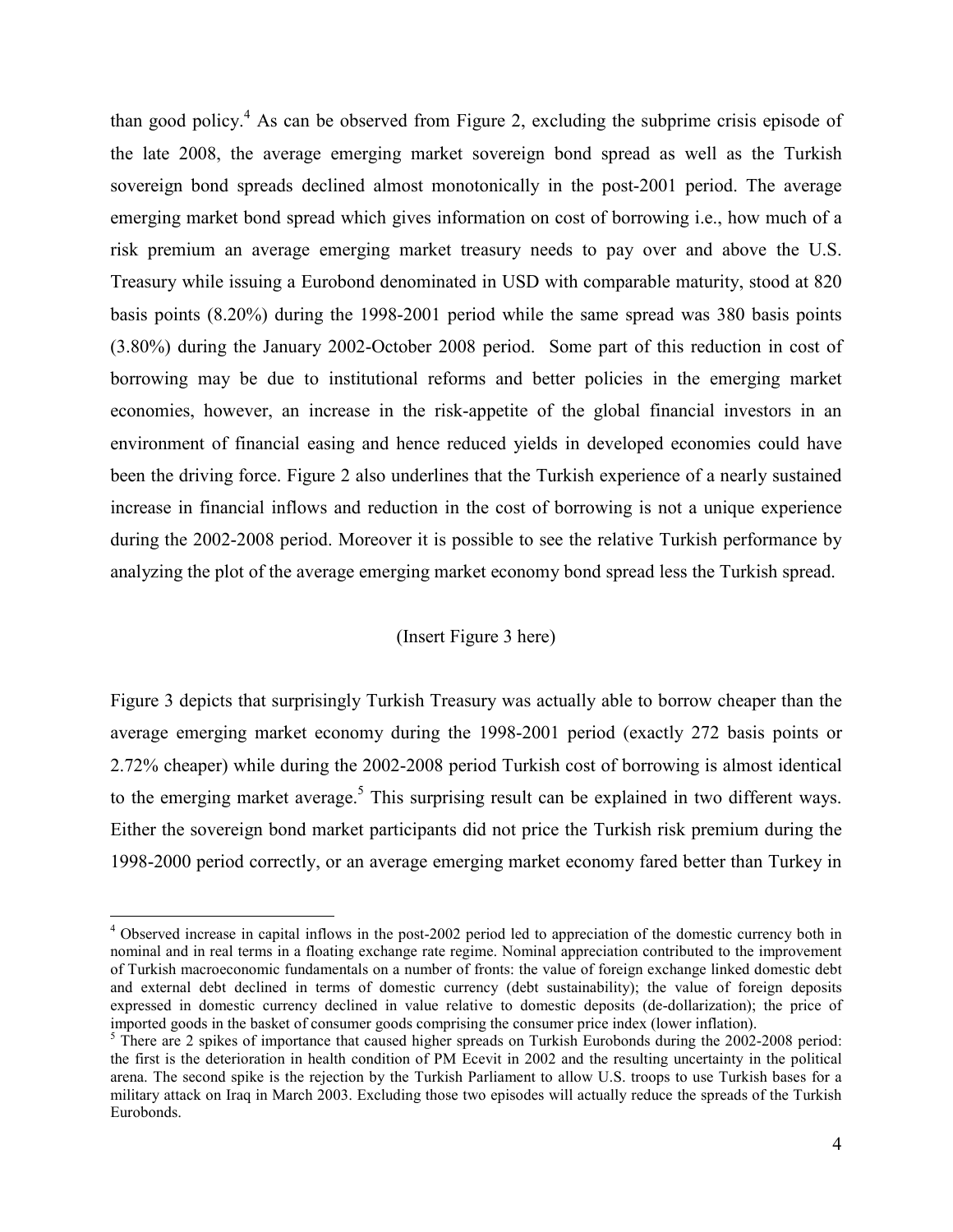than good policy.[4] As can be observed from Figure 2, excluding the subprime crisis episode of the late 2008, the average emerging market sovereign bond spread as well as the Turkish sovereign bond spreads declined almost monotonically in the post-2001 period. The average emerging market bond spread which gives information on cost of borrowing i.e., how much of a risk premium an average emerging market treasury needs to pay over and above the U.S. Treasury while issuing a Eurobond denominated in USD with comparable maturity, stood at 820 basis points (8.20%) during the 1998-2001 period while the same spread was 380 basis points (3.80%) during the January 2002-October 2008 period. Some part of this reduction in cost of borrowing may be due to institutional reforms and better policies in the emerging market economies, however, an increase in the risk-appetite of the global financial investors in an environment of financial easing and hence reduced yields in developed economies could have been the driving force. Figure 2 also underlines that the Turkish experience of a nearly sustained increase in financial inflows and reduction in the cost of borrowing is not a unique experience during the 2002-2008 period. Moreover it is possible to see the relative Turkish performance by analyzing the plot of the average emerging market economy bond spread less the Turkish spread.

(Insert Figure 3 here)

Figure 3 depicts that surprisingly Turkish Treasury was actually able to borrow cheaper than the average emerging market economy during the 1998-2001 period (exactly 272 basis points or 2.72% cheaper) while during the 2002-2008 period Turkish cost of borrowing is almost identical to the emerging market average.[5] This surprising result can be explained in two different ways. Either the sovereign bond market participants did not price the Turkish risk premium during the 1998-2000 period correctly, or an average emerging market economy fared better than Turkey in

---

[4] Observed increase in capital inflows in the post-2002 period led to appreciation of the domestic currency both in nominal and in real terms in a floating exchange rate regime. Nominal appreciation contributed to the improvement of Turkish macroeconomic fundamentals on a number of fronts: the value of foreign exchange linked domestic debt and external debt declined in terms of domestic currency (debt sustainability); the value of foreign deposits expressed in domestic currency declined in value relative to domestic deposits (de-dollarization); the price of imported goods in the basket of consumer goods comprising the consumer price index (lower inflation).

[5] There are 2 spikes of importance that caused higher spreads on Turkish Eurobonds during the 2002-2008 period: the first is the deterioration in health condition of PM Ecevit in 2002 and the resulting uncertainty in the political arena. The second spike is the rejection by the Turkish Parliament to allow U.S. troops to use Turkish bases for a military attack on Iraq in March 2003. Excluding those two episodes will actually reduce the spreads of the Turkish Eurobonds.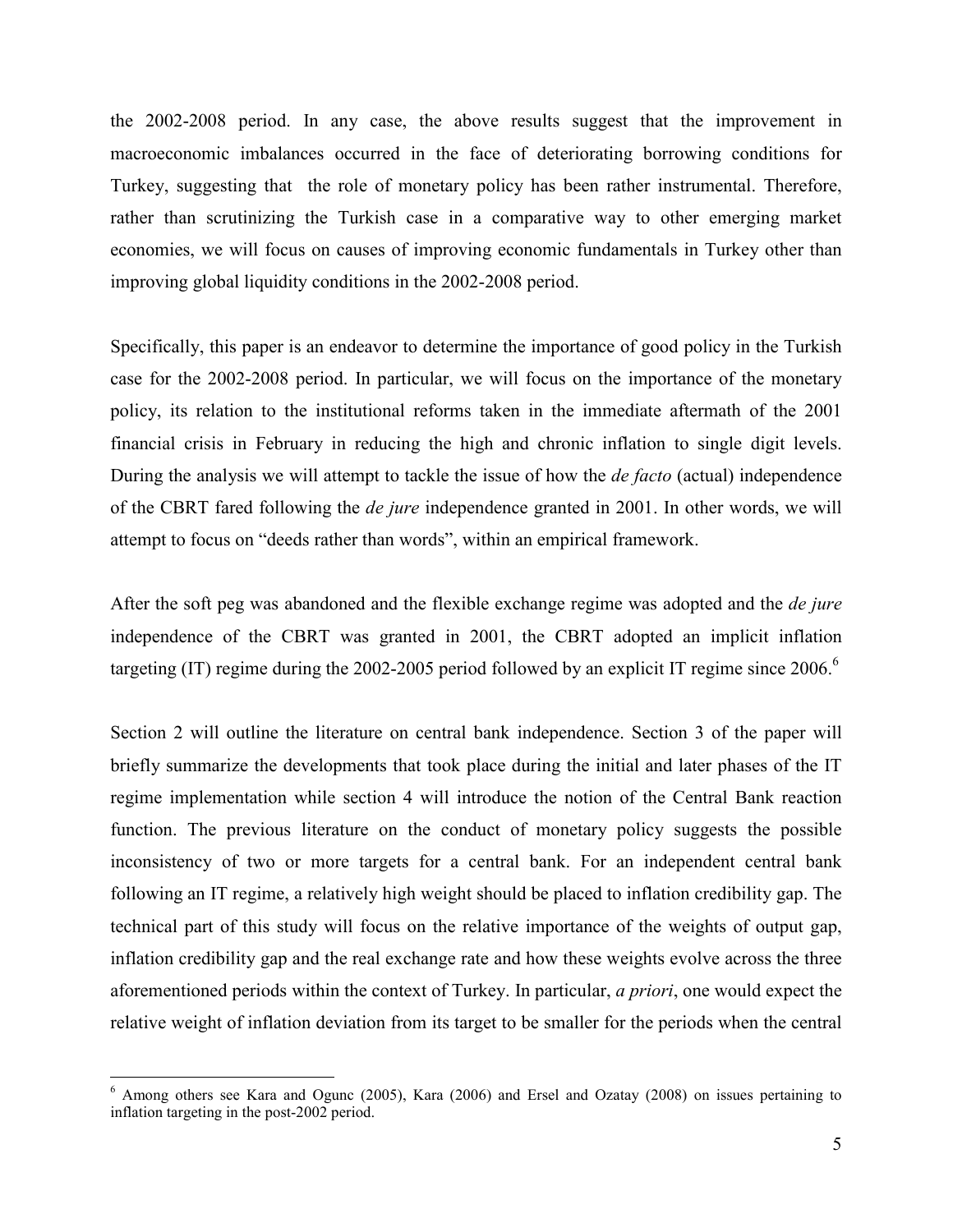the 2002-2008 period. In any case, the above results suggest that the improvement in macroeconomic imbalances occurred in the face of deteriorating borrowing conditions for Turkey, suggesting that the role of monetary policy has been rather instrumental. Therefore, rather than scrutinizing the Turkish case in a comparative way to other emerging market economies, we will focus on causes of improving economic fundamentals in Turkey other than improving global liquidity conditions in the 2002-2008 period.

Specifically, this paper is an endeavor to determine the importance of good policy in the Turkish case for the 2002-2008 period. In particular, we will focus on the importance of the monetary policy, its relation to the institutional reforms taken in the immediate aftermath of the 2001 financial crisis in February in reducing the high and chronic inflation to single digit levels. During the analysis we will attempt to tackle the issue of how the *de facto* (actual) independence of the CBRT fared following the *de jure* independence granted in 2001. In other words, we will attempt to focus on "deeds rather than words", within an empirical framework.

After the soft peg was abandoned and the flexible exchange regime was adopted and the *de jure* independence of the CBRT was granted in 2001, the CBRT adopted an implicit inflation targeting (IT) regime during the 2002-2005 period followed by an explicit IT regime since 2006.[6]

Section 2 will outline the literature on central bank independence. Section 3 of the paper will briefly summarize the developments that took place during the initial and later phases of the IT regime implementation while section 4 will introduce the notion of the Central Bank reaction function. The previous literature on the conduct of monetary policy suggests the possible inconsistency of two or more targets for a central bank. For an independent central bank following an IT regime, a relatively high weight should be placed to inflation credibility gap. The technical part of this study will focus on the relative importance of the weights of output gap, inflation credibility gap and the real exchange rate and how these weights evolve across the three aforementioned periods within the context of Turkey. In particular, *a priori*, one would expect the relative weight of inflation deviation from its target to be smaller for the periods when the central

[6] Among others see Kara and Ogunc (2005), Kara (2006) and Ersel and Ozatay (2008) on issues pertaining to inflation targeting in the post-2002 period.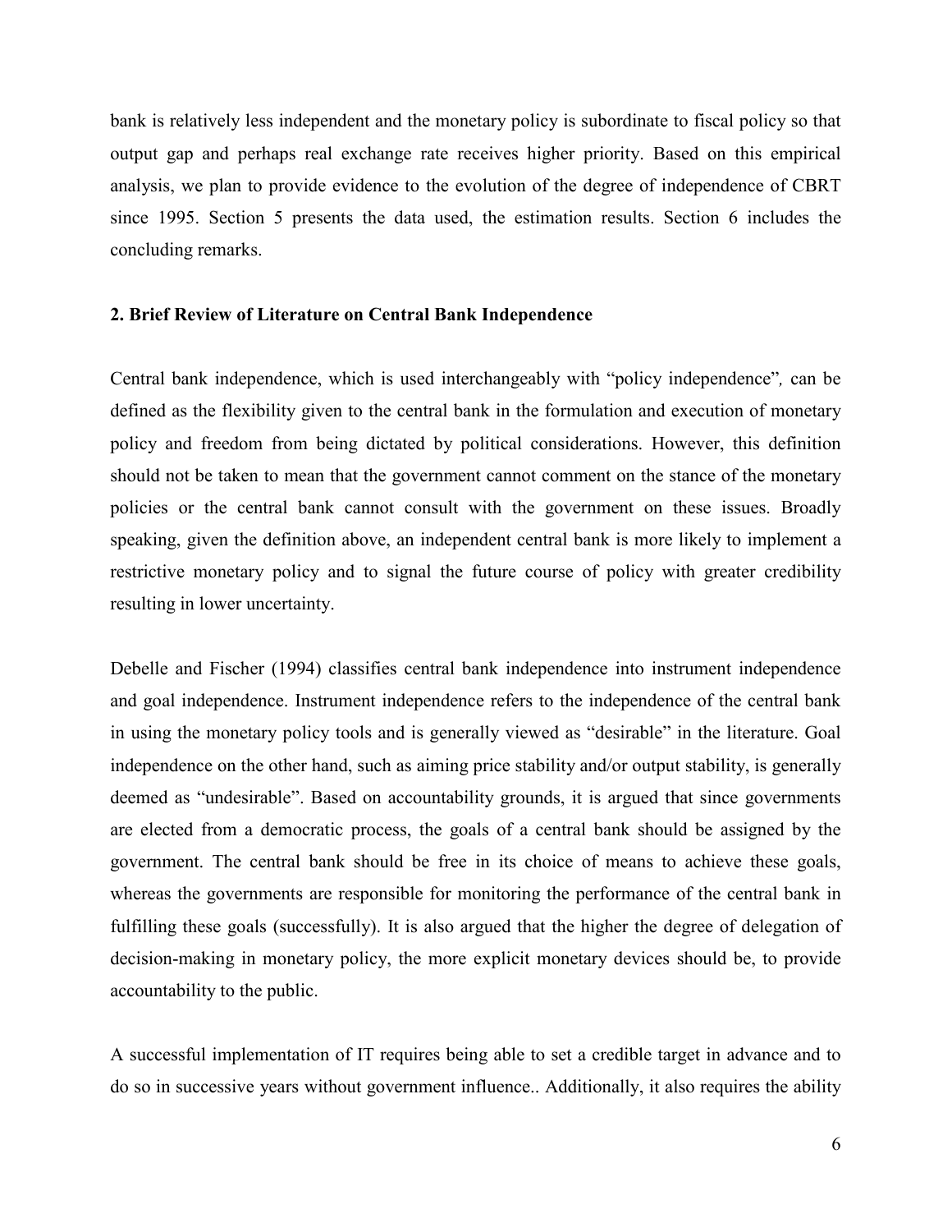bank is relatively less independent and the monetary policy is subordinate to fiscal policy so that output gap and perhaps real exchange rate receives higher priority. Based on this empirical analysis, we plan to provide evidence to the evolution of the degree of independence of CBRT since 1995. Section 5 presents the data used, the estimation results. Section 6 includes the concluding remarks.

## 2. Brief Review of Literature on Central Bank Independence

Central bank independence, which is used interchangeably with "policy independence"*,* can be defined as the flexibility given to the central bank in the formulation and execution of monetary policy and freedom from being dictated by political considerations. However, this definition should not be taken to mean that the government cannot comment on the stance of the monetary policies or the central bank cannot consult with the government on these issues. Broadly speaking, given the definition above, an independent central bank is more likely to implement a restrictive monetary policy and to signal the future course of policy with greater credibility resulting in lower uncertainty.

Debelle and Fischer (1994) classifies central bank independence into instrument independence and goal independence. Instrument independence refers to the independence of the central bank in using the monetary policy tools and is generally viewed as "desirable" in the literature. Goal independence on the other hand, such as aiming price stability and/or output stability, is generally deemed as "undesirable". Based on accountability grounds, it is argued that since governments are elected from a democratic process, the goals of a central bank should be assigned by the government. The central bank should be free in its choice of means to achieve these goals, whereas the governments are responsible for monitoring the performance of the central bank in fulfilling these goals (successfully). It is also argued that the higher the degree of delegation of decision-making in monetary policy, the more explicit monetary devices should be, to provide accountability to the public.

A successful implementation of IT requires being able to set a credible target in advance and to do so in successive years without government influence.. Additionally, it also requires the ability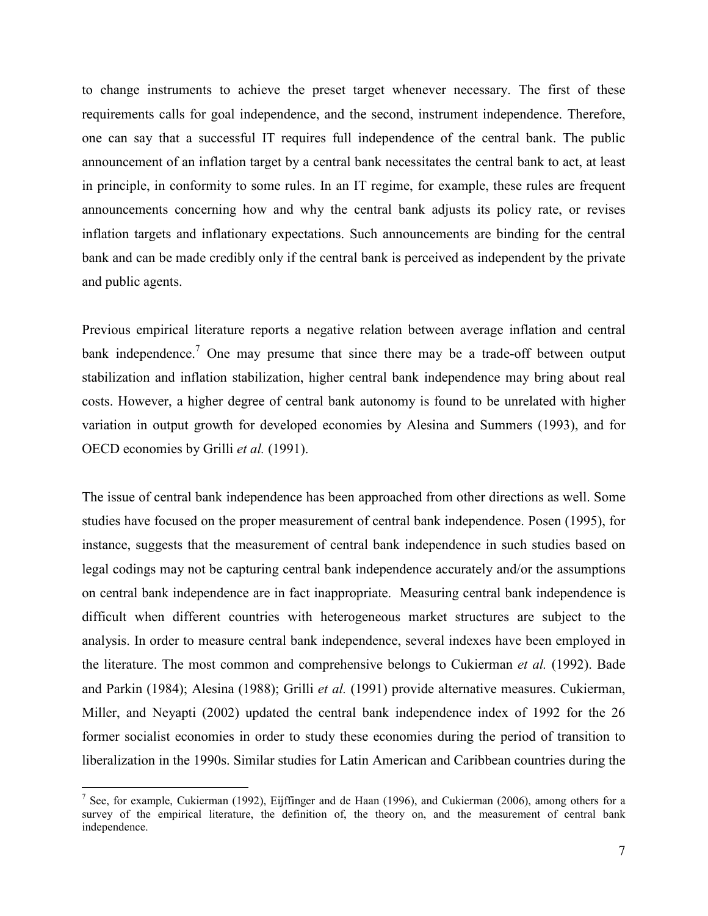to change instruments to achieve the preset target whenever necessary. The first of these requirements calls for goal independence, and the second, instrument independence. Therefore, one can say that a successful IT requires full independence of the central bank. The public announcement of an inflation target by a central bank necessitates the central bank to act, at least in principle, in conformity to some rules. In an IT regime, for example, these rules are frequent announcements concerning how and why the central bank adjusts its policy rate, or revises inflation targets and inflationary expectations. Such announcements are binding for the central bank and can be made credibly only if the central bank is perceived as independent by the private and public agents.

Previous empirical literature reports a negative relation between average inflation and central bank independence.[7] One may presume that since there may be a trade-off between output stabilization and inflation stabilization, higher central bank independence may bring about real costs. However, a higher degree of central bank autonomy is found to be unrelated with higher variation in output growth for developed economies by Alesina and Summers (1993), and for OECD economies by Grilli *et al.* (1991).

The issue of central bank independence has been approached from other directions as well. Some studies have focused on the proper measurement of central bank independence. Posen (1995), for instance, suggests that the measurement of central bank independence in such studies based on legal codings may not be capturing central bank independence accurately and/or the assumptions on central bank independence are in fact inappropriate. Measuring central bank independence is difficult when different countries with heterogeneous market structures are subject to the analysis. In order to measure central bank independence, several indexes have been employed in the literature. The most common and comprehensive belongs to Cukierman *et al.* (1992). Bade and Parkin (1984); Alesina (1988); Grilli *et al.* (1991) provide alternative measures. Cukierman, Miller, and Neyapti (2002) updated the central bank independence index of 1992 for the 26 former socialist economies in order to study these economies during the period of transition to liberalization in the 1990s. Similar studies for Latin American and Caribbean countries during the

[7] See, for example, Cukierman (1992), Eijffinger and de Haan (1996), and Cukierman (2006), among others for a survey of the empirical literature, the definition of, the theory on, and the measurement of central bank independence.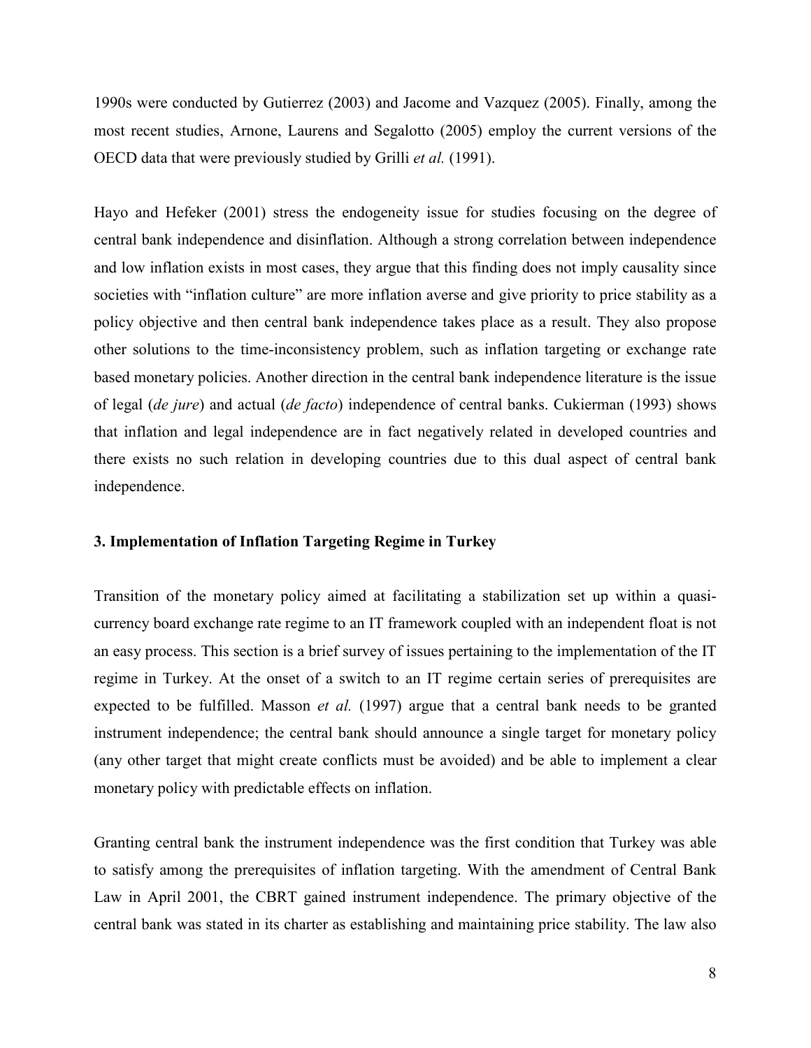1990s were conducted by Gutierrez (2003) and Jacome and Vazquez (2005). Finally, among the most recent studies, Arnone, Laurens and Segalotto (2005) employ the current versions of the OECD data that were previously studied by Grilli *et al.* (1991).

Hayo and Hefeker (2001) stress the endogeneity issue for studies focusing on the degree of central bank independence and disinflation. Although a strong correlation between independence and low inflation exists in most cases, they argue that this finding does not imply causality since societies with "inflation culture" are more inflation averse and give priority to price stability as a policy objective and then central bank independence takes place as a result. They also propose other solutions to the time-inconsistency problem, such as inflation targeting or exchange rate based monetary policies. Another direction in the central bank independence literature is the issue of legal (*de jure*) and actual (*de facto*) independence of central banks. Cukierman (1993) shows that inflation and legal independence are in fact negatively related in developed countries and there exists no such relation in developing countries due to this dual aspect of central bank independence.

## 3. Implementation of Inflation Targeting Regime in Turkey

Transition of the monetary policy aimed at facilitating a stabilization set up within a quasi-currency board exchange rate regime to an IT framework coupled with an independent float is not an easy process. This section is a brief survey of issues pertaining to the implementation of the IT regime in Turkey. At the onset of a switch to an IT regime certain series of prerequisites are expected to be fulfilled. Masson *et al.* (1997) argue that a central bank needs to be granted instrument independence; the central bank should announce a single target for monetary policy (any other target that might create conflicts must be avoided) and be able to implement a clear monetary policy with predictable effects on inflation.

Granting central bank the instrument independence was the first condition that Turkey was able to satisfy among the prerequisites of inflation targeting. With the amendment of Central Bank Law in April 2001, the CBRT gained instrument independence. The primary objective of the central bank was stated in its charter as establishing and maintaining price stability. The law also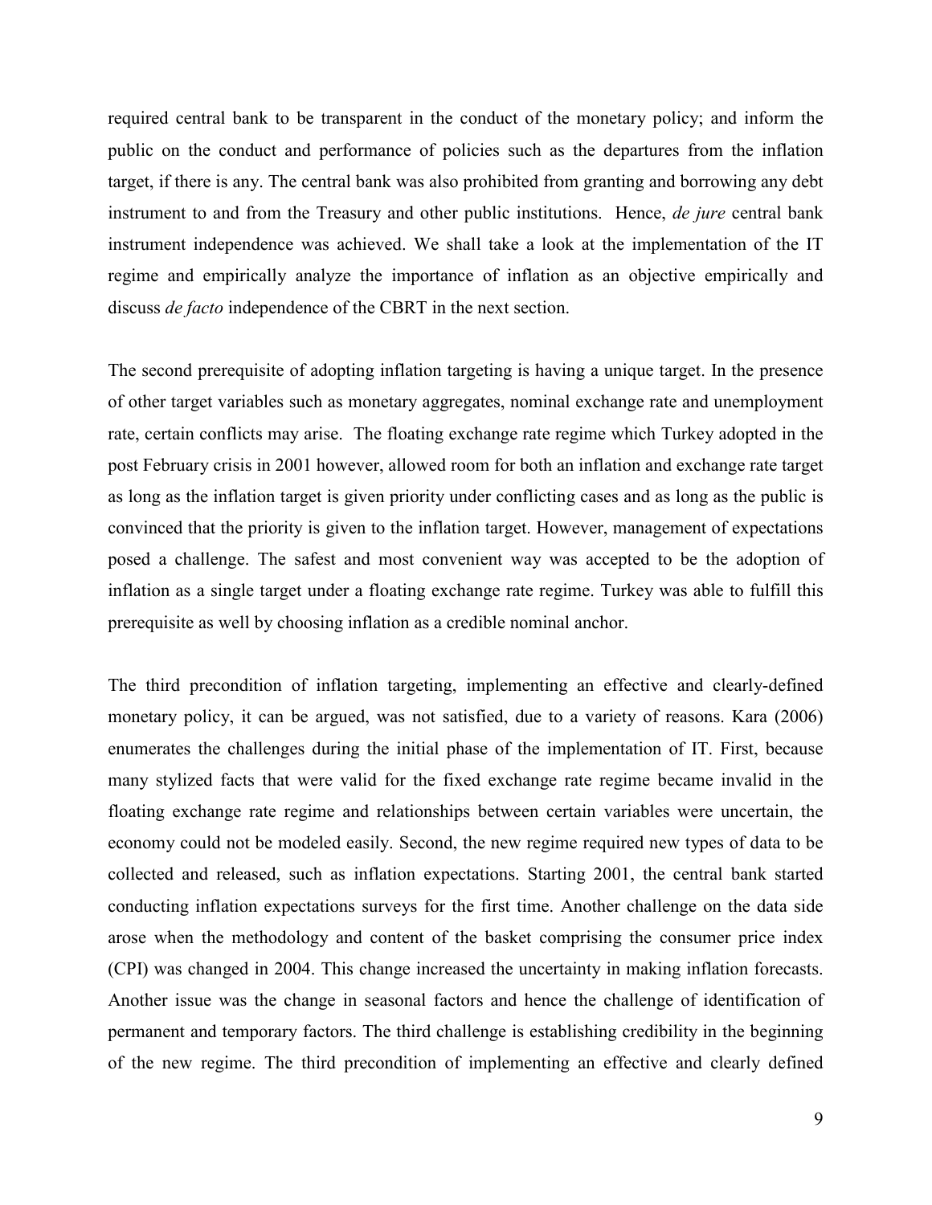required central bank to be transparent in the conduct of the monetary policy; and inform the public on the conduct and performance of policies such as the departures from the inflation target, if there is any. The central bank was also prohibited from granting and borrowing any debt instrument to and from the Treasury and other public institutions. Hence, *de jure* central bank instrument independence was achieved. We shall take a look at the implementation of the IT regime and empirically analyze the importance of inflation as an objective empirically and discuss *de facto* independence of the CBRT in the next section.

The second prerequisite of adopting inflation targeting is having a unique target. In the presence of other target variables such as monetary aggregates, nominal exchange rate and unemployment rate, certain conflicts may arise. The floating exchange rate regime which Turkey adopted in the post February crisis in 2001 however, allowed room for both an inflation and exchange rate target as long as the inflation target is given priority under conflicting cases and as long as the public is convinced that the priority is given to the inflation target. However, management of expectations posed a challenge. The safest and most convenient way was accepted to be the adoption of inflation as a single target under a floating exchange rate regime. Turkey was able to fulfill this prerequisite as well by choosing inflation as a credible nominal anchor.

The third precondition of inflation targeting, implementing an effective and clearly-defined monetary policy, it can be argued, was not satisfied, due to a variety of reasons. Kara (2006) enumerates the challenges during the initial phase of the implementation of IT. First, because many stylized facts that were valid for the fixed exchange rate regime became invalid in the floating exchange rate regime and relationships between certain variables were uncertain, the economy could not be modeled easily. Second, the new regime required new types of data to be collected and released, such as inflation expectations. Starting 2001, the central bank started conducting inflation expectations surveys for the first time. Another challenge on the data side arose when the methodology and content of the basket comprising the consumer price index (CPI) was changed in 2004. This change increased the uncertainty in making inflation forecasts. Another issue was the change in seasonal factors and hence the challenge of identification of permanent and temporary factors. The third challenge is establishing credibility in the beginning of the new regime. The third precondition of implementing an effective and clearly defined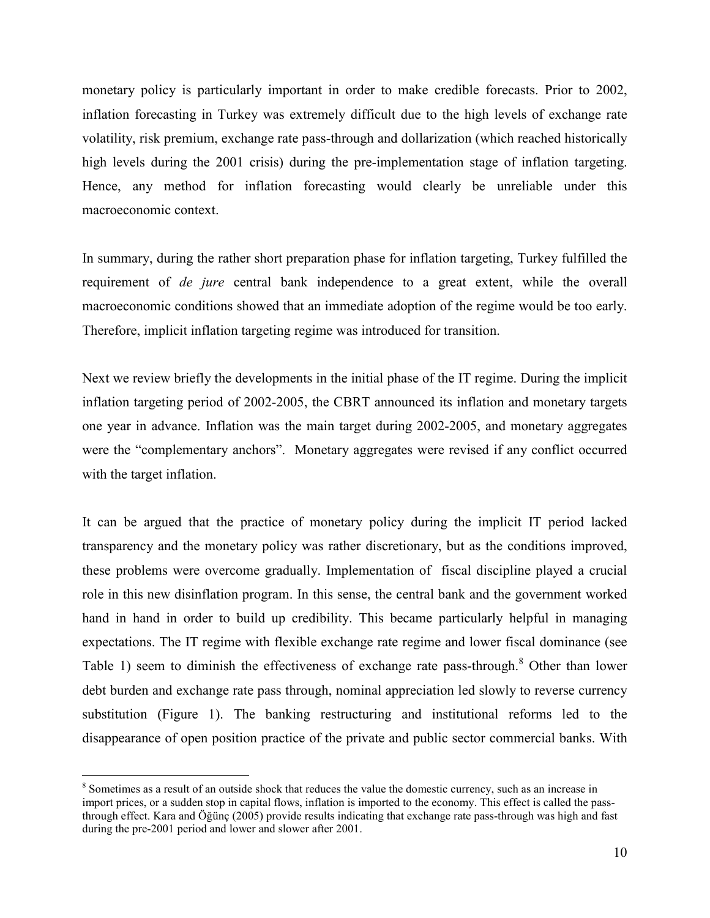monetary policy is particularly important in order to make credible forecasts. Prior to 2002, inflation forecasting in Turkey was extremely difficult due to the high levels of exchange rate volatility, risk premium, exchange rate pass-through and dollarization (which reached historically high levels during the 2001 crisis) during the pre-implementation stage of inflation targeting. Hence, any method for inflation forecasting would clearly be unreliable under this macroeconomic context.

In summary, during the rather short preparation phase for inflation targeting, Turkey fulfilled the requirement of *de jure* central bank independence to a great extent, while the overall macroeconomic conditions showed that an immediate adoption of the regime would be too early. Therefore, implicit inflation targeting regime was introduced for transition.

Next we review briefly the developments in the initial phase of the IT regime. During the implicit inflation targeting period of 2002-2005, the CBRT announced its inflation and monetary targets one year in advance. Inflation was the main target during 2002-2005, and monetary aggregates were the "complementary anchors". Monetary aggregates were revised if any conflict occurred with the target inflation.

It can be argued that the practice of monetary policy during the implicit IT period lacked transparency and the monetary policy was rather discretionary, but as the conditions improved, these problems were overcome gradually. Implementation of fiscal discipline played a crucial role in this new disinflation program. In this sense, the central bank and the government worked hand in hand in order to build up credibility. This became particularly helpful in managing expectations. The IT regime with flexible exchange rate regime and lower fiscal dominance (see Table 1) seem to diminish the effectiveness of exchange rate pass-through.[8] Other than lower debt burden and exchange rate pass through, nominal appreciation led slowly to reverse currency substitution (Figure 1). The banking restructuring and institutional reforms led to the disappearance of open position practice of the private and public sector commercial banks. With

---

[8] Sometimes as a result of an outside shock that reduces the value the domestic currency, such as an increase in import prices, or a sudden stop in capital flows, inflation is imported to the economy. This effect is called the pass-through effect. Kara and Öğünç (2005) provide results indicating that exchange rate pass-through was high and fast during the pre-2001 period and lower and slower after 2001.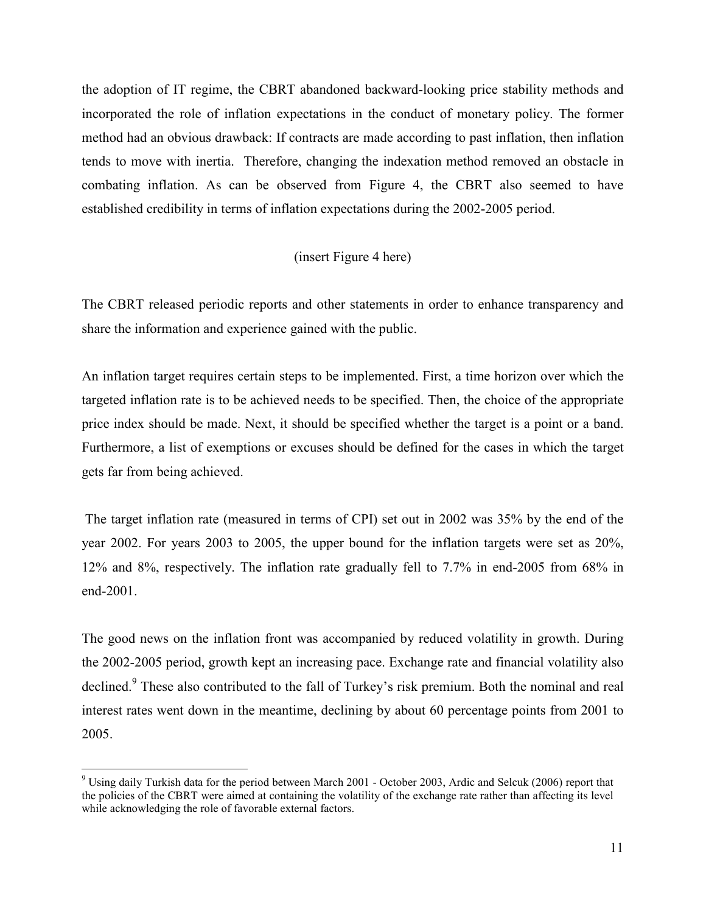the adoption of IT regime, the CBRT abandoned backward-looking price stability methods and incorporated the role of inflation expectations in the conduct of monetary policy. The former method had an obvious drawback: If contracts are made according to past inflation, then inflation tends to move with inertia. Therefore, changing the indexation method removed an obstacle in combating inflation. As can be observed from Figure 4, the CBRT also seemed to have established credibility in terms of inflation expectations during the 2002-2005 period.

(insert Figure 4 here)

The CBRT released periodic reports and other statements in order to enhance transparency and share the information and experience gained with the public.

An inflation target requires certain steps to be implemented. First, a time horizon over which the targeted inflation rate is to be achieved needs to be specified. Then, the choice of the appropriate price index should be made. Next, it should be specified whether the target is a point or a band. Furthermore, a list of exemptions or excuses should be defined for the cases in which the target gets far from being achieved.

The target inflation rate (measured in terms of CPI) set out in 2002 was 35% by the end of the year 2002. For years 2003 to 2005, the upper bound for the inflation targets were set as 20%, 12% and 8%, respectively. The inflation rate gradually fell to 7.7% in end-2005 from 68% in end-2001.

The good news on the inflation front was accompanied by reduced volatility in growth. During the 2002-2005 period, growth kept an increasing pace. Exchange rate and financial volatility also declined.[9] These also contributed to the fall of Turkey's risk premium. Both the nominal and real interest rates went down in the meantime, declining by about 60 percentage points from 2001 to 2005.

---

[9] Using daily Turkish data for the period between March 2001 - October 2003, Ardic and Selcuk (2006) report that the policies of the CBRT were aimed at containing the volatility of the exchange rate rather than affecting its level while acknowledging the role of favorable external factors.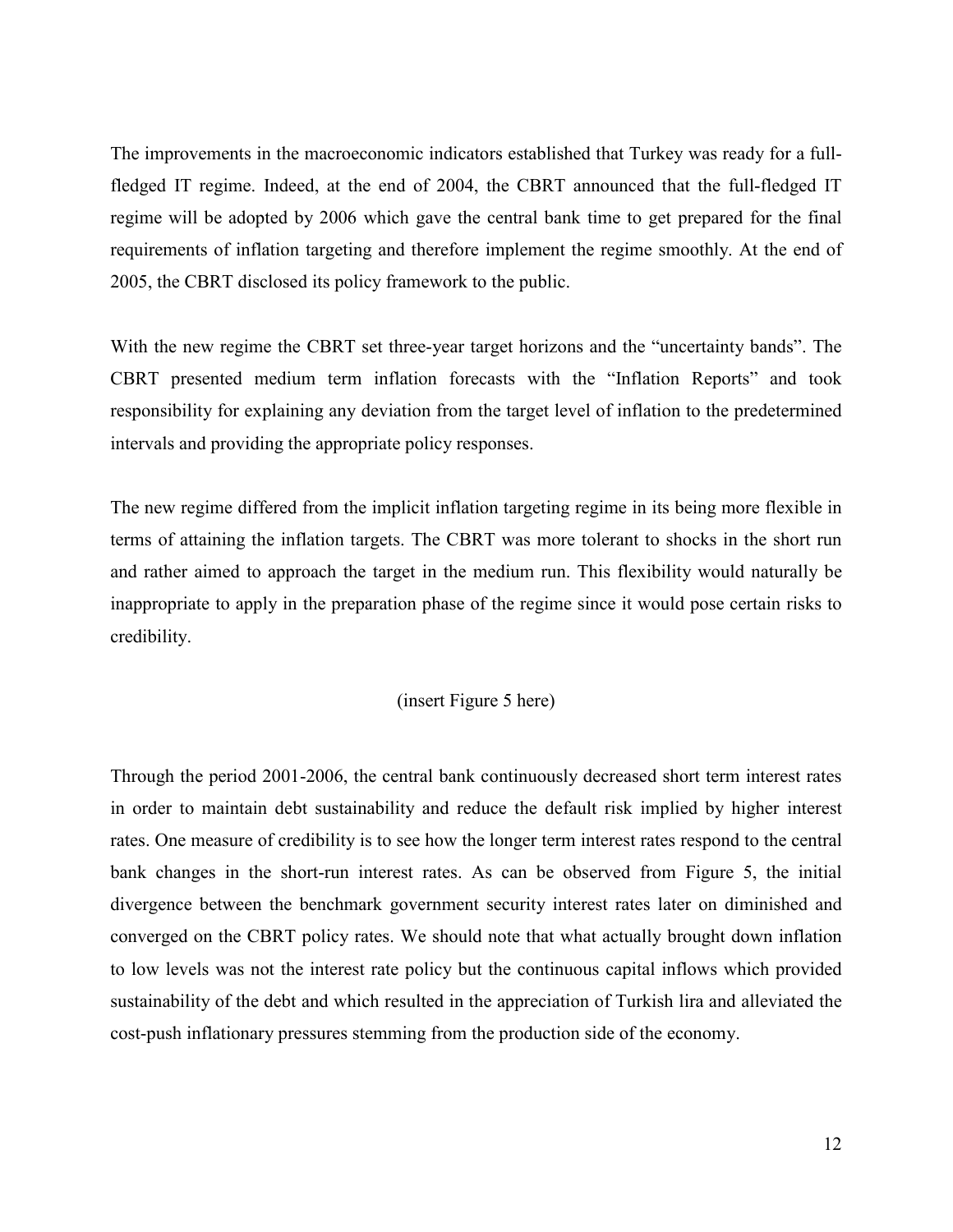The improvements in the macroeconomic indicators established that Turkey was ready for a full-fledged IT regime. Indeed, at the end of 2004, the CBRT announced that the full-fledged IT regime will be adopted by 2006 which gave the central bank time to get prepared for the final requirements of inflation targeting and therefore implement the regime smoothly. At the end of 2005, the CBRT disclosed its policy framework to the public.

With the new regime the CBRT set three-year target horizons and the "uncertainty bands". The CBRT presented medium term inflation forecasts with the "Inflation Reports" and took responsibility for explaining any deviation from the target level of inflation to the predetermined intervals and providing the appropriate policy responses.

The new regime differed from the implicit inflation targeting regime in its being more flexible in terms of attaining the inflation targets. The CBRT was more tolerant to shocks in the short run and rather aimed to approach the target in the medium run. This flexibility would naturally be inappropriate to apply in the preparation phase of the regime since it would pose certain risks to credibility.

(insert Figure 5 here)

Through the period 2001-2006, the central bank continuously decreased short term interest rates in order to maintain debt sustainability and reduce the default risk implied by higher interest rates. One measure of credibility is to see how the longer term interest rates respond to the central bank changes in the short-run interest rates. As can be observed from Figure 5, the initial divergence between the benchmark government security interest rates later on diminished and converged on the CBRT policy rates. We should note that what actually brought down inflation to low levels was not the interest rate policy but the continuous capital inflows which provided sustainability of the debt and which resulted in the appreciation of Turkish lira and alleviated the cost-push inflationary pressures stemming from the production side of the economy.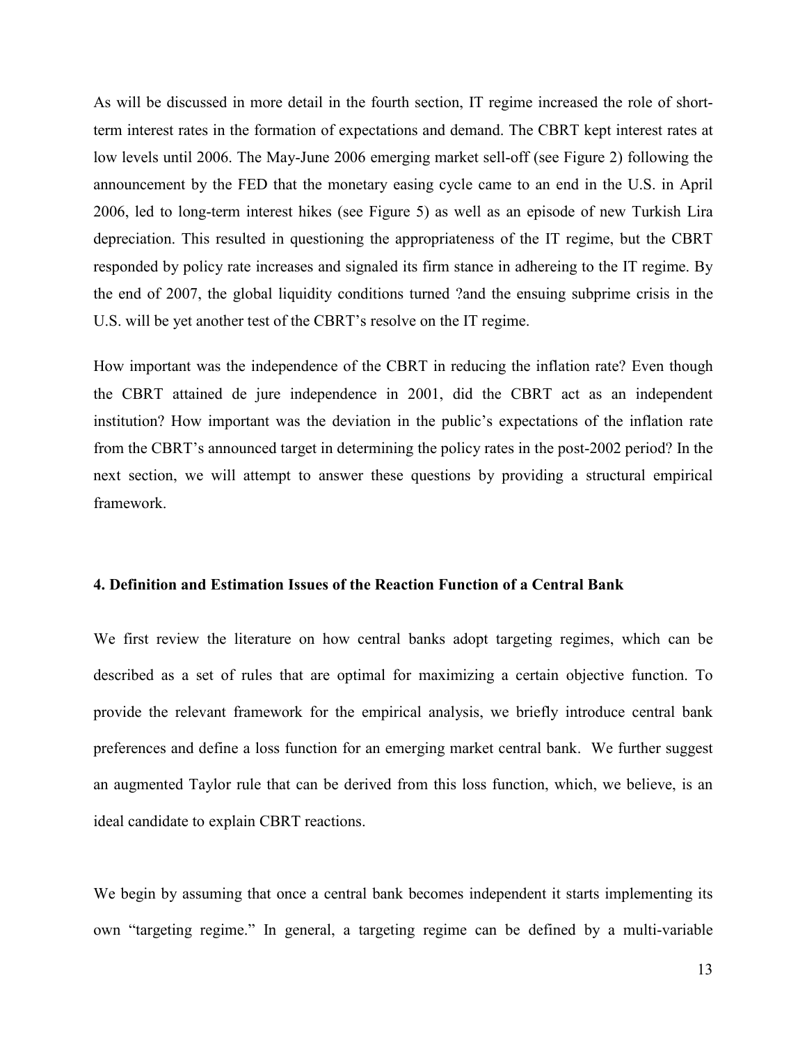As will be discussed in more detail in the fourth section, IT regime increased the role of short-term interest rates in the formation of expectations and demand. The CBRT kept interest rates at low levels until 2006. The May-June 2006 emerging market sell-off (see Figure 2) following the announcement by the FED that the monetary easing cycle came to an end in the U.S. in April 2006, led to long-term interest hikes (see Figure 5) as well as an episode of new Turkish Lira depreciation. This resulted in questioning the appropriateness of the IT regime, but the CBRT responded by policy rate increases and signaled its firm stance in adhereing to the IT regime. By the end of 2007, the global liquidity conditions turned ?and the ensuing subprime crisis in the U.S. will be yet another test of the CBRT's resolve on the IT regime.

How important was the independence of the CBRT in reducing the inflation rate? Even though the CBRT attained de jure independence in 2001, did the CBRT act as an independent institution? How important was the deviation in the public's expectations of the inflation rate from the CBRT's announced target in determining the policy rates in the post-2002 period? In the next section, we will attempt to answer these questions by providing a structural empirical framework.

## 4. Definition and Estimation Issues of the Reaction Function of a Central Bank

We first review the literature on how central banks adopt targeting regimes, which can be described as a set of rules that are optimal for maximizing a certain objective function. To provide the relevant framework for the empirical analysis, we briefly introduce central bank preferences and define a loss function for an emerging market central bank. We further suggest an augmented Taylor rule that can be derived from this loss function, which, we believe, is an ideal candidate to explain CBRT reactions.

We begin by assuming that once a central bank becomes independent it starts implementing its own "targeting regime." In general, a targeting regime can be defined by a multi-variable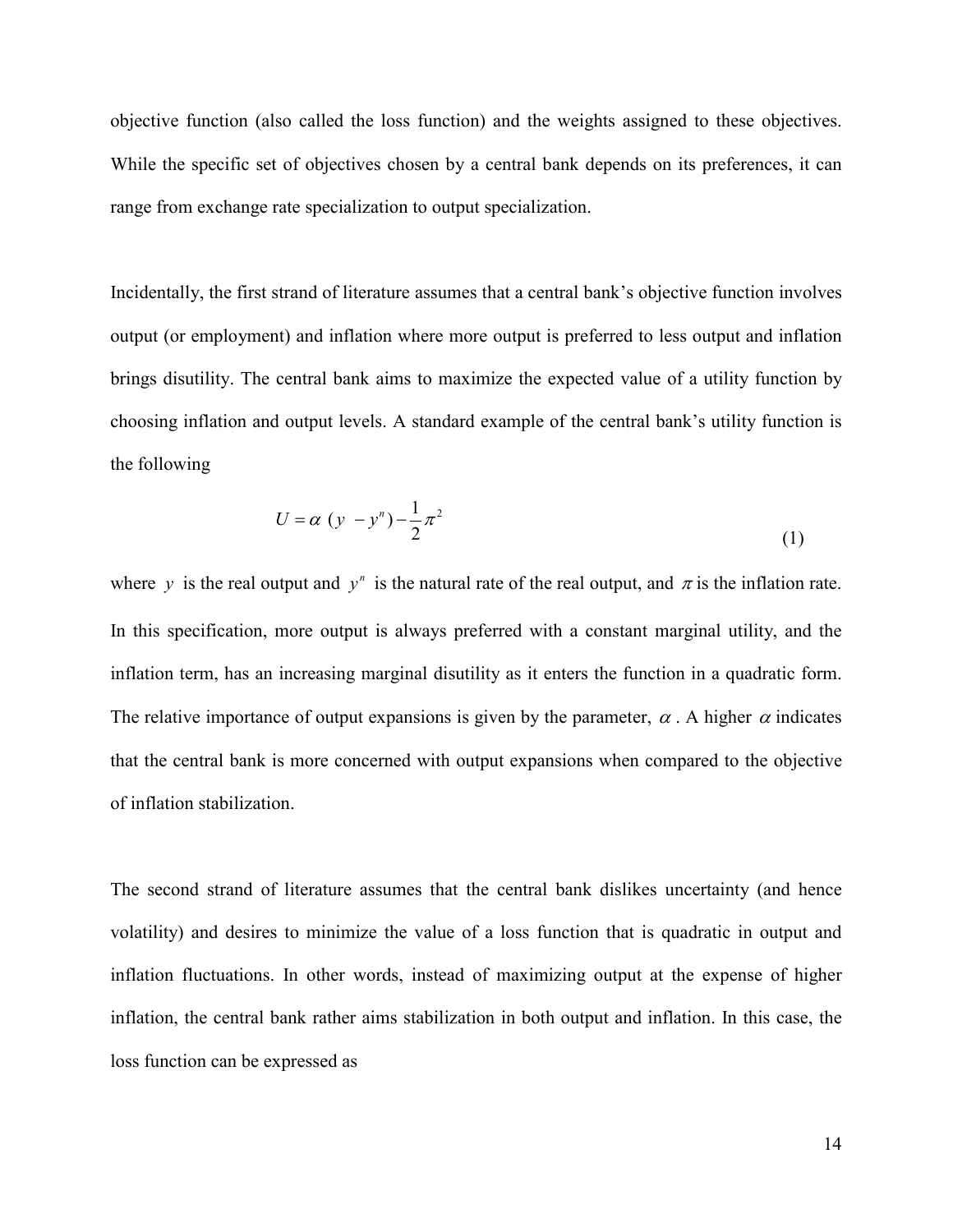objective function (also called the loss function) and the weights assigned to these objectives. While the specific set of objectives chosen by a central bank depends on its preferences, it can range from exchange rate specialization to output specialization.

Incidentally, the first strand of literature assumes that a central bank's objective function involves output (or employment) and inflation where more output is preferred to less output and inflation brings disutility. The central bank aims to maximize the expected value of a utility function by choosing inflation and output levels. A standard example of the central bank's utility function is the following

$$U = \alpha \ (y \ - y^n) - \frac{1}{2}\pi^2 \tag{1}$$

where $y$ is the real output and $y^n$ is the natural rate of the real output, and $\pi$ is the inflation rate. In this specification, more output is always preferred with a constant marginal utility, and the inflation term, has an increasing marginal disutility as it enters the function in a quadratic form. The relative importance of output expansions is given by the parameter, $\alpha$. A higher $\alpha$ indicates that the central bank is more concerned with output expansions when compared to the objective of inflation stabilization.

The second strand of literature assumes that the central bank dislikes uncertainty (and hence volatility) and desires to minimize the value of a loss function that is quadratic in output and inflation fluctuations. In other words, instead of maximizing output at the expense of higher inflation, the central bank rather aims stabilization in both output and inflation. In this case, the loss function can be expressed as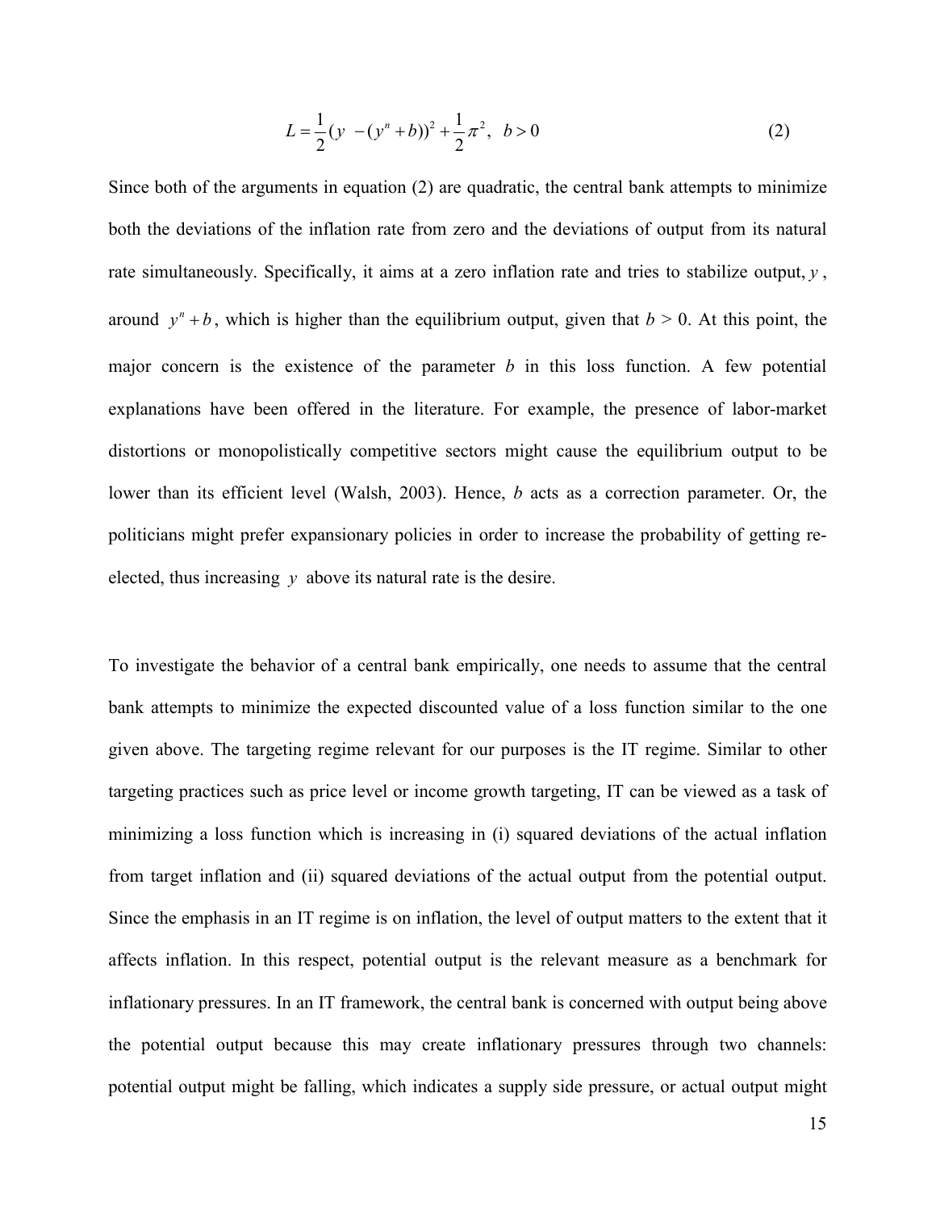$$L = \frac{1}{2}(y - (y^n + b))^2 + \frac{1}{2}\pi^2, \quad b > 0 \tag{2}$$

Since both of the arguments in equation (2) are quadratic, the central bank attempts to minimize both the deviations of the inflation rate from zero and the deviations of output from its natural rate simultaneously. Specifically, it aims at a zero inflation rate and tries to stabilize output, $y$, around $y^n + b$, which is higher than the equilibrium output, given that $b > 0$. At this point, the major concern is the existence of the parameter $b$ in this loss function. A few potential explanations have been offered in the literature. For example, the presence of labor-market distortions or monopolistically competitive sectors might cause the equilibrium output to be lower than its efficient level (Walsh, 2003). Hence, $b$ acts as a correction parameter. Or, the politicians might prefer expansionary policies in order to increase the probability of getting re-elected, thus increasing $y$ above its natural rate is the desire.

To investigate the behavior of a central bank empirically, one needs to assume that the central bank attempts to minimize the expected discounted value of a loss function similar to the one given above. The targeting regime relevant for our purposes is the IT regime. Similar to other targeting practices such as price level or income growth targeting, IT can be viewed as a task of minimizing a loss function which is increasing in (i) squared deviations of the actual inflation from target inflation and (ii) squared deviations of the actual output from the potential output. Since the emphasis in an IT regime is on inflation, the level of output matters to the extent that it affects inflation. In this respect, potential output is the relevant measure as a benchmark for inflationary pressures. In an IT framework, the central bank is concerned with output being above the potential output because this may create inflationary pressures through two channels: potential output might be falling, which indicates a supply side pressure, or actual output might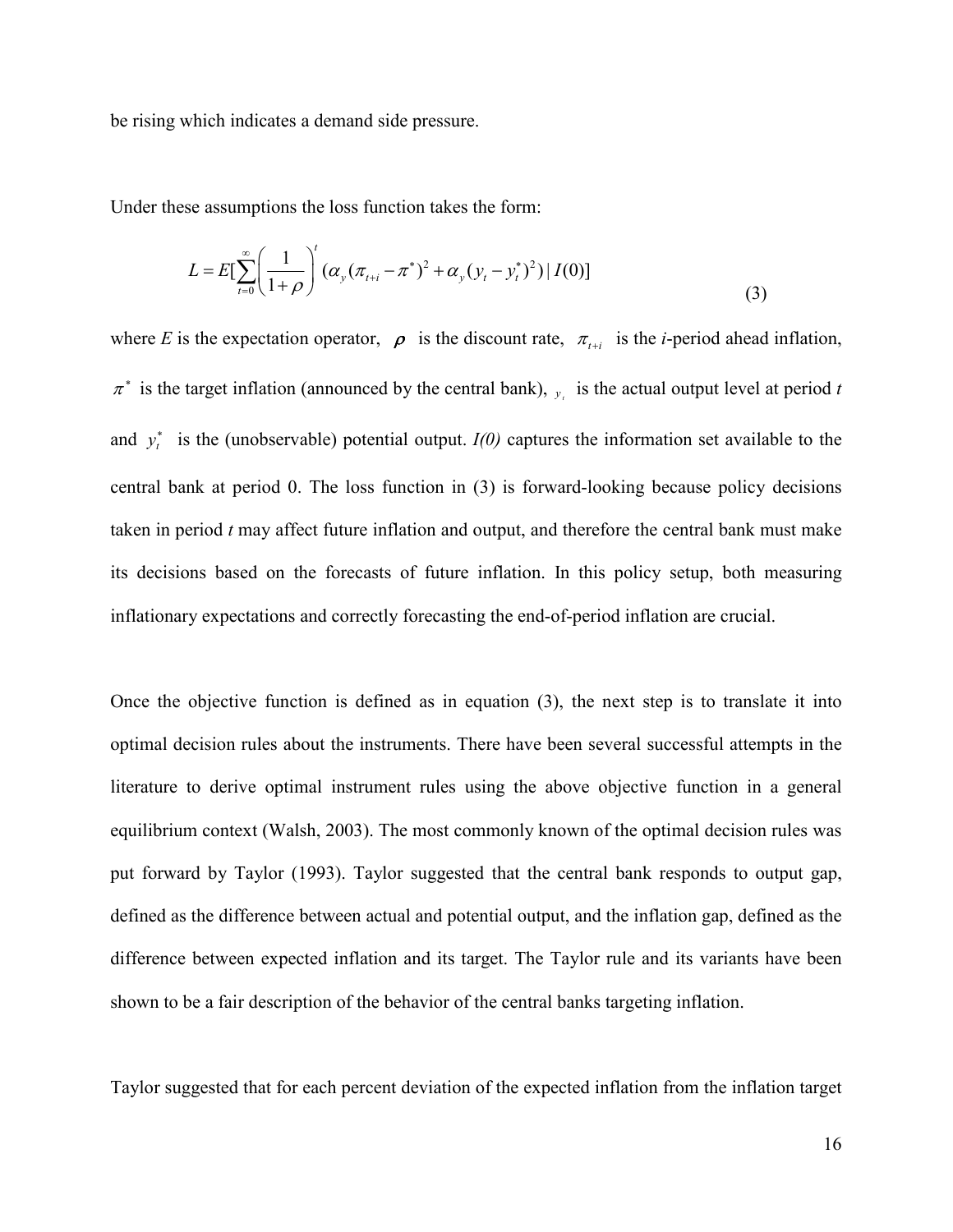be rising which indicates a demand side pressure.

Under these assumptions the loss function takes the form:

$$L = E[\sum_{t=0}^{\infty}\left(\frac{1}{1+\rho}\right)^{t}(\alpha_{y}(\pi_{t+i}-\pi^{*})^{2}+\alpha_{y}(y_{t}-y_{t}^{*})^{2})\,|\,I(0)] \tag{3}$$

where *E* is the expectation operator, $\rho$ is the discount rate, $\pi_{t+i}$ is the *i*-period ahead inflation, $\pi^{*}$ is the target inflation (announced by the central bank), $y_t$ is the actual output level at period *t* and $y_t^{*}$ is the (unobservable) potential output. *I(0)* captures the information set available to the central bank at period 0. The loss function in (3) is forward-looking because policy decisions taken in period *t* may affect future inflation and output, and therefore the central bank must make its decisions based on the forecasts of future inflation. In this policy setup, both measuring inflationary expectations and correctly forecasting the end-of-period inflation are crucial.

Once the objective function is defined as in equation (3), the next step is to translate it into optimal decision rules about the instruments. There have been several successful attempts in the literature to derive optimal instrument rules using the above objective function in a general equilibrium context (Walsh, 2003). The most commonly known of the optimal decision rules was put forward by Taylor (1993). Taylor suggested that the central bank responds to output gap, defined as the difference between actual and potential output, and the inflation gap, defined as the difference between expected inflation and its target. The Taylor rule and its variants have been shown to be a fair description of the behavior of the central banks targeting inflation.

Taylor suggested that for each percent deviation of the expected inflation from the inflation target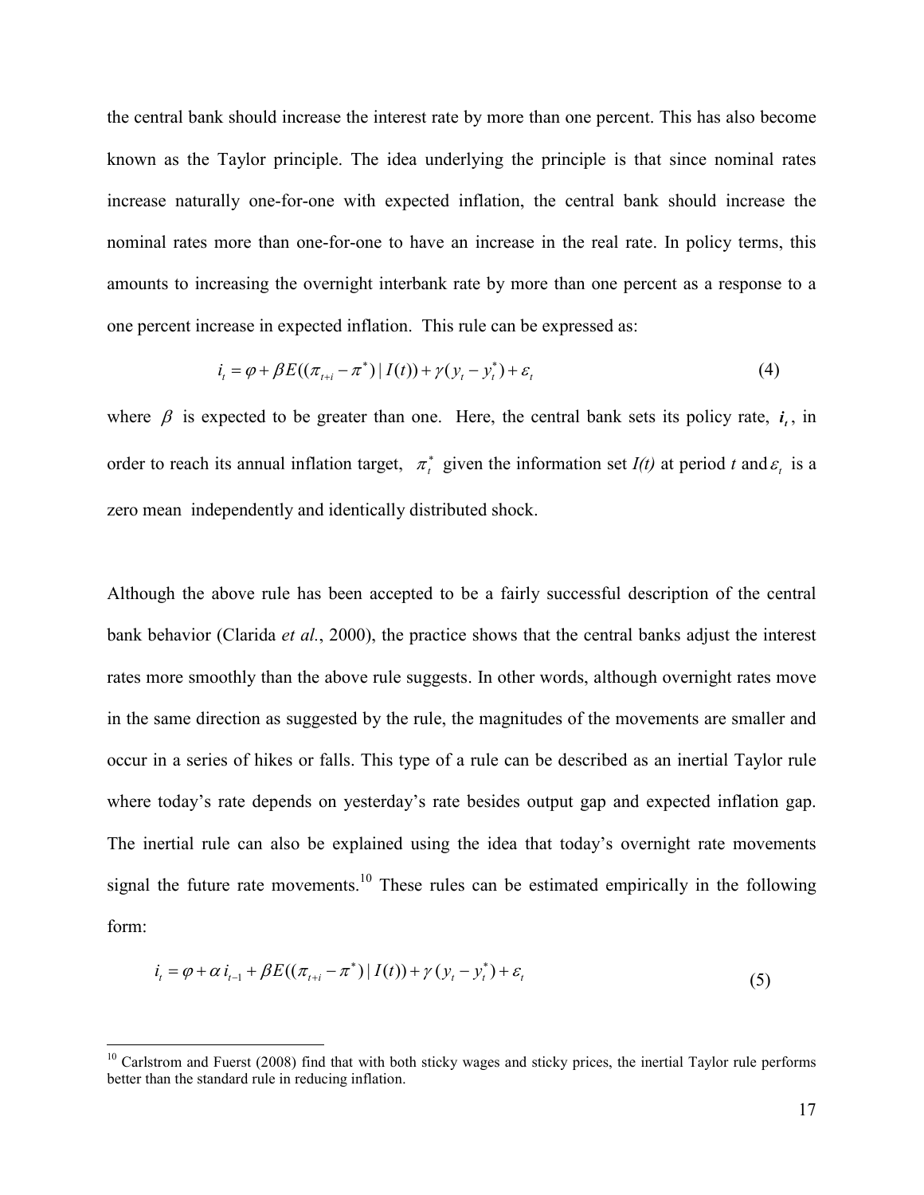the central bank should increase the interest rate by more than one percent. This has also become known as the Taylor principle. The idea underlying the principle is that since nominal rates increase naturally one-for-one with expected inflation, the central bank should increase the nominal rates more than one-for-one to have an increase in the real rate. In policy terms, this amounts to increasing the overnight interbank rate by more than one percent as a response to a one percent increase in expected inflation. This rule can be expressed as:

$$i_t = \varphi + \beta E((\pi_{t+i} - \pi^*) \mid I(t)) + \gamma (y_t - y_t^*) + \varepsilon_t \tag{4}$$

where $\beta$ is expected to be greater than one. Here, the central bank sets its policy rate, $i_t$, in order to reach its annual inflation target, $\pi_t^*$ given the information set *I(t)* at period *t* and $\varepsilon_t$ is a zero mean independently and identically distributed shock.

Although the above rule has been accepted to be a fairly successful description of the central bank behavior (Clarida *et al.*, 2000), the practice shows that the central banks adjust the interest rates more smoothly than the above rule suggests. In other words, although overnight rates move in the same direction as suggested by the rule, the magnitudes of the movements are smaller and occur in a series of hikes or falls. This type of a rule can be described as an inertial Taylor rule where today's rate depends on yesterday's rate besides output gap and expected inflation gap. The inertial rule can also be explained using the idea that today's overnight rate movements signal the future rate movements.[10] These rules can be estimated empirically in the following form:

$$i_t = \varphi + \alpha\, i_{t-1} + \beta E((\pi_{t+i} - \pi^*) \mid I(t)) + \gamma (y_t - y_t^*) + \varepsilon_t \tag{5}$$

[10] Carlstrom and Fuerst (2008) find that with both sticky wages and sticky prices, the inertial Taylor rule performs better than the standard rule in reducing inflation.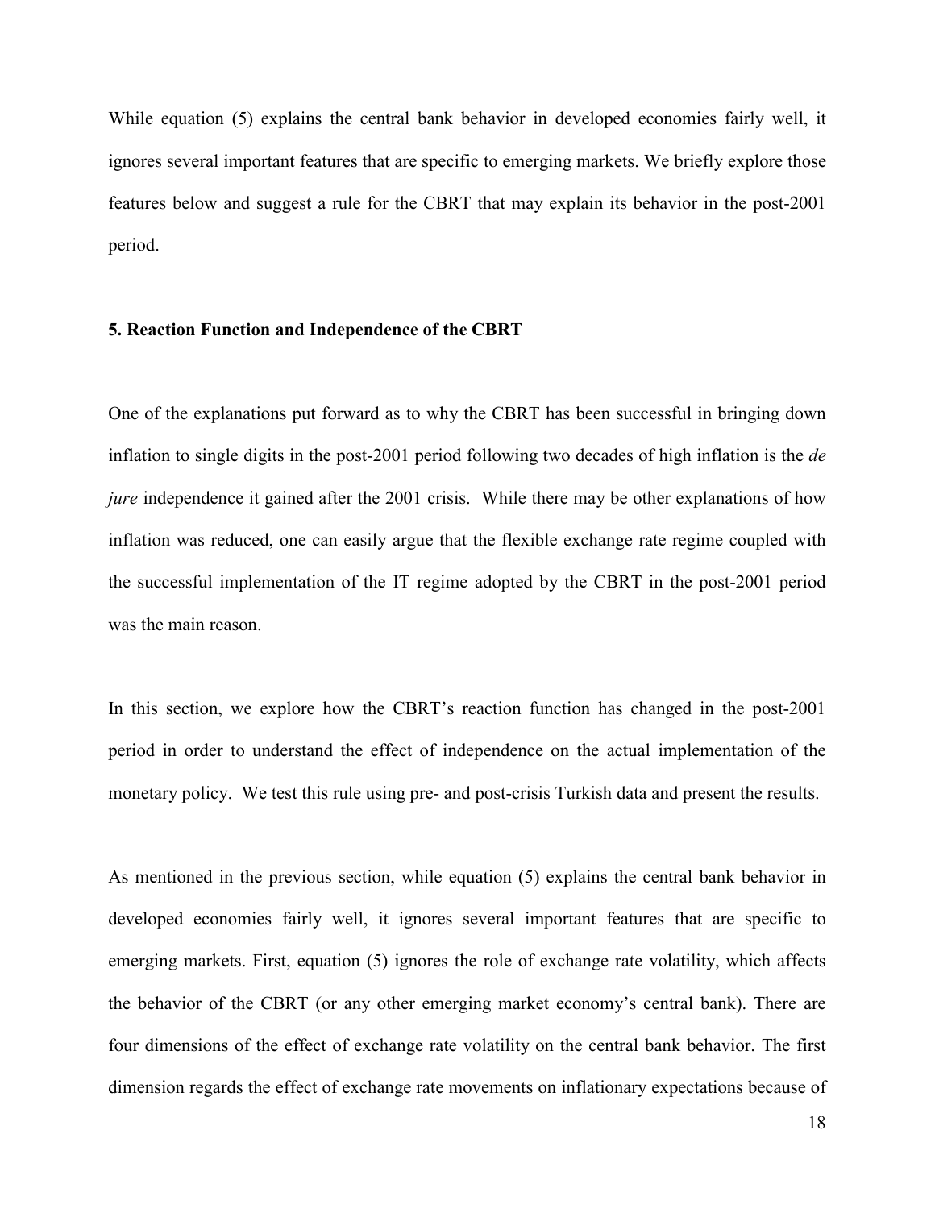While equation (5) explains the central bank behavior in developed economies fairly well, it ignores several important features that are specific to emerging markets. We briefly explore those features below and suggest a rule for the CBRT that may explain its behavior in the post-2001 period.

## 5. Reaction Function and Independence of the CBRT

One of the explanations put forward as to why the CBRT has been successful in bringing down inflation to single digits in the post-2001 period following two decades of high inflation is the *de jure* independence it gained after the 2001 crisis. While there may be other explanations of how inflation was reduced, one can easily argue that the flexible exchange rate regime coupled with the successful implementation of the IT regime adopted by the CBRT in the post-2001 period was the main reason.

In this section, we explore how the CBRT's reaction function has changed in the post-2001 period in order to understand the effect of independence on the actual implementation of the monetary policy. We test this rule using pre- and post-crisis Turkish data and present the results.

As mentioned in the previous section, while equation (5) explains the central bank behavior in developed economies fairly well, it ignores several important features that are specific to emerging markets. First, equation (5) ignores the role of exchange rate volatility, which affects the behavior of the CBRT (or any other emerging market economy's central bank). There are four dimensions of the effect of exchange rate volatility on the central bank behavior. The first dimension regards the effect of exchange rate movements on inflationary expectations because of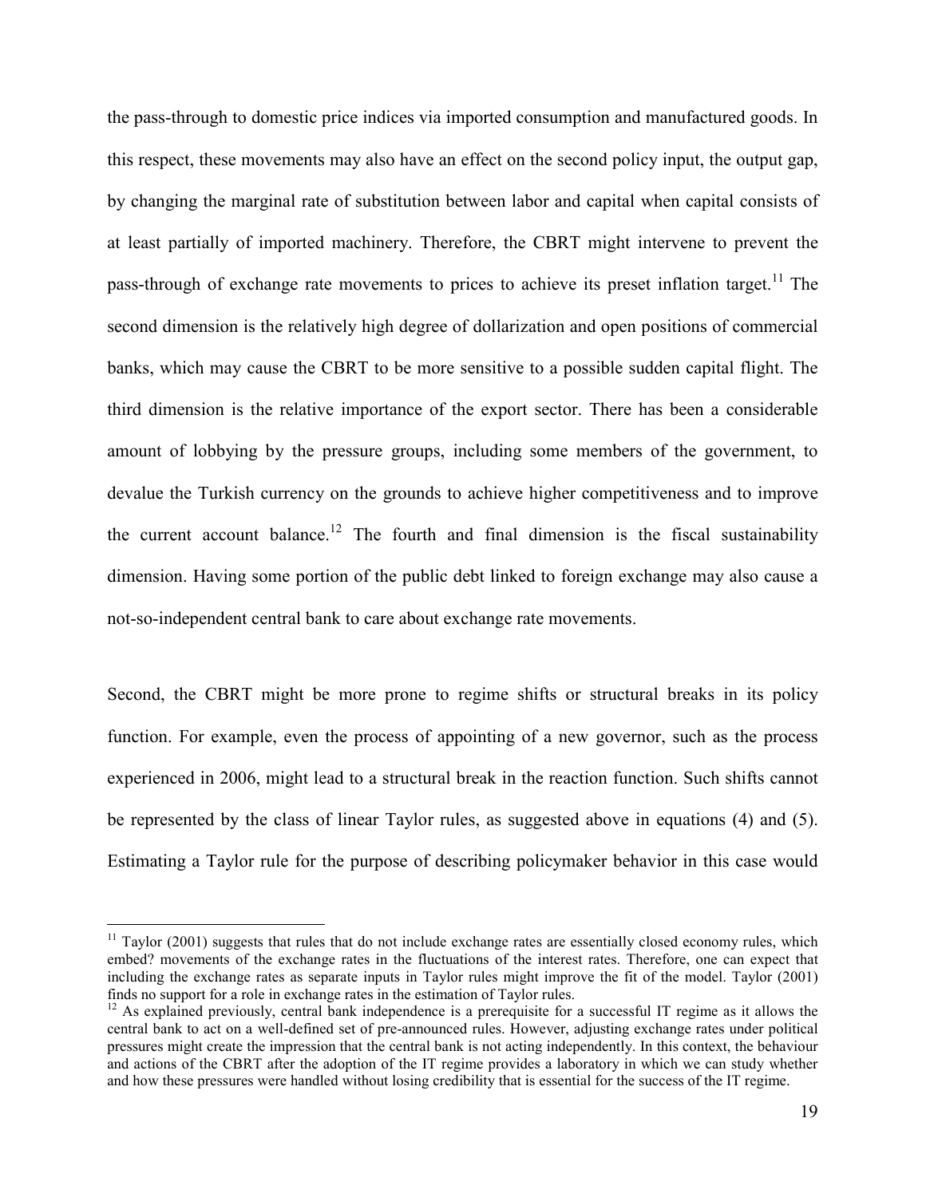the pass-through to domestic price indices via imported consumption and manufactured goods. In this respect, these movements may also have an effect on the second policy input, the output gap, by changing the marginal rate of substitution between labor and capital when capital consists of at least partially of imported machinery. Therefore, the CBRT might intervene to prevent the pass-through of exchange rate movements to prices to achieve its preset inflation target.[11] The second dimension is the relatively high degree of dollarization and open positions of commercial banks, which may cause the CBRT to be more sensitive to a possible sudden capital flight. The third dimension is the relative importance of the export sector. There has been a considerable amount of lobbying by the pressure groups, including some members of the government, to devalue the Turkish currency on the grounds to achieve higher competitiveness and to improve the current account balance.[12] The fourth and final dimension is the fiscal sustainability dimension. Having some portion of the public debt linked to foreign exchange may also cause a not-so-independent central bank to care about exchange rate movements.

Second, the CBRT might be more prone to regime shifts or structural breaks in its policy function. For example, even the process of appointing of a new governor, such as the process experienced in 2006, might lead to a structural break in the reaction function. Such shifts cannot be represented by the class of linear Taylor rules, as suggested above in equations (4) and (5). Estimating a Taylor rule for the purpose of describing policymaker behavior in this case would

[11] Taylor (2001) suggests that rules that do not include exchange rates are essentially closed economy rules, which embed? movements of the exchange rates in the fluctuations of the interest rates. Therefore, one can expect that including the exchange rates as separate inputs in Taylor rules might improve the fit of the model. Taylor (2001) finds no support for a role in exchange rates in the estimation of Taylor rules.

[12] As explained previously, central bank independence is a prerequisite for a successful IT regime as it allows the central bank to act on a well-defined set of pre-announced rules. However, adjusting exchange rates under political pressures might create the impression that the central bank is not acting independently. In this context, the behaviour and actions of the CBRT after the adoption of the IT regime provides a laboratory in which we can study whether and how these pressures were handled without losing credibility that is essential for the success of the IT regime.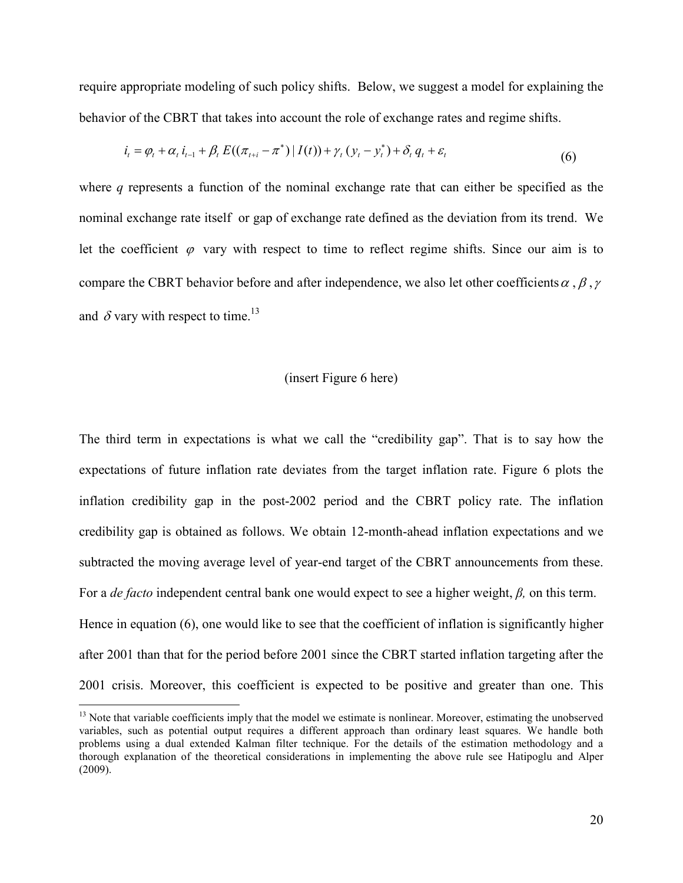require appropriate modeling of such policy shifts. Below, we suggest a model for explaining the behavior of the CBRT that takes into account the role of exchange rates and regime shifts.

$$i_t = \varphi_t + \alpha_t \, i_{t-1} + \beta_t \, E((\pi_{t+i} - \pi^*) \,|\, I(t)) + \gamma_t \,(y_t - y_t^*) + \delta_t \, q_t + \varepsilon_t \tag{6}$$

where $q$ represents a function of the nominal exchange rate that can either be specified as the nominal exchange rate itself or gap of exchange rate defined as the deviation from its trend. We let the coefficient $\varphi$ vary with respect to time to reflect regime shifts. Since our aim is to compare the CBRT behavior before and after independence, we also let other coefficients $\alpha$, $\beta$, $\gamma$ and $\delta$ vary with respect to time.[13]

(insert Figure 6 here)

The third term in expectations is what we call the "credibility gap". That is to say how the expectations of future inflation rate deviates from the target inflation rate. Figure 6 plots the inflation credibility gap in the post-2002 period and the CBRT policy rate. The inflation credibility gap is obtained as follows. We obtain 12-month-ahead inflation expectations and we subtracted the moving average level of year-end target of the CBRT announcements from these. For a *de facto* independent central bank one would expect to see a higher weight, *β,* on this term. Hence in equation (6), one would like to see that the coefficient of inflation is significantly higher after 2001 than that for the period before 2001 since the CBRT started inflation targeting after the 2001 crisis. Moreover, this coefficient is expected to be positive and greater than one. This

[13] Note that variable coefficients imply that the model we estimate is nonlinear. Moreover, estimating the unobserved variables, such as potential output requires a different approach than ordinary least squares. We handle both problems using a dual extended Kalman filter technique. For the details of the estimation methodology and a thorough explanation of the theoretical considerations in implementing the above rule see Hatipoglu and Alper (2009).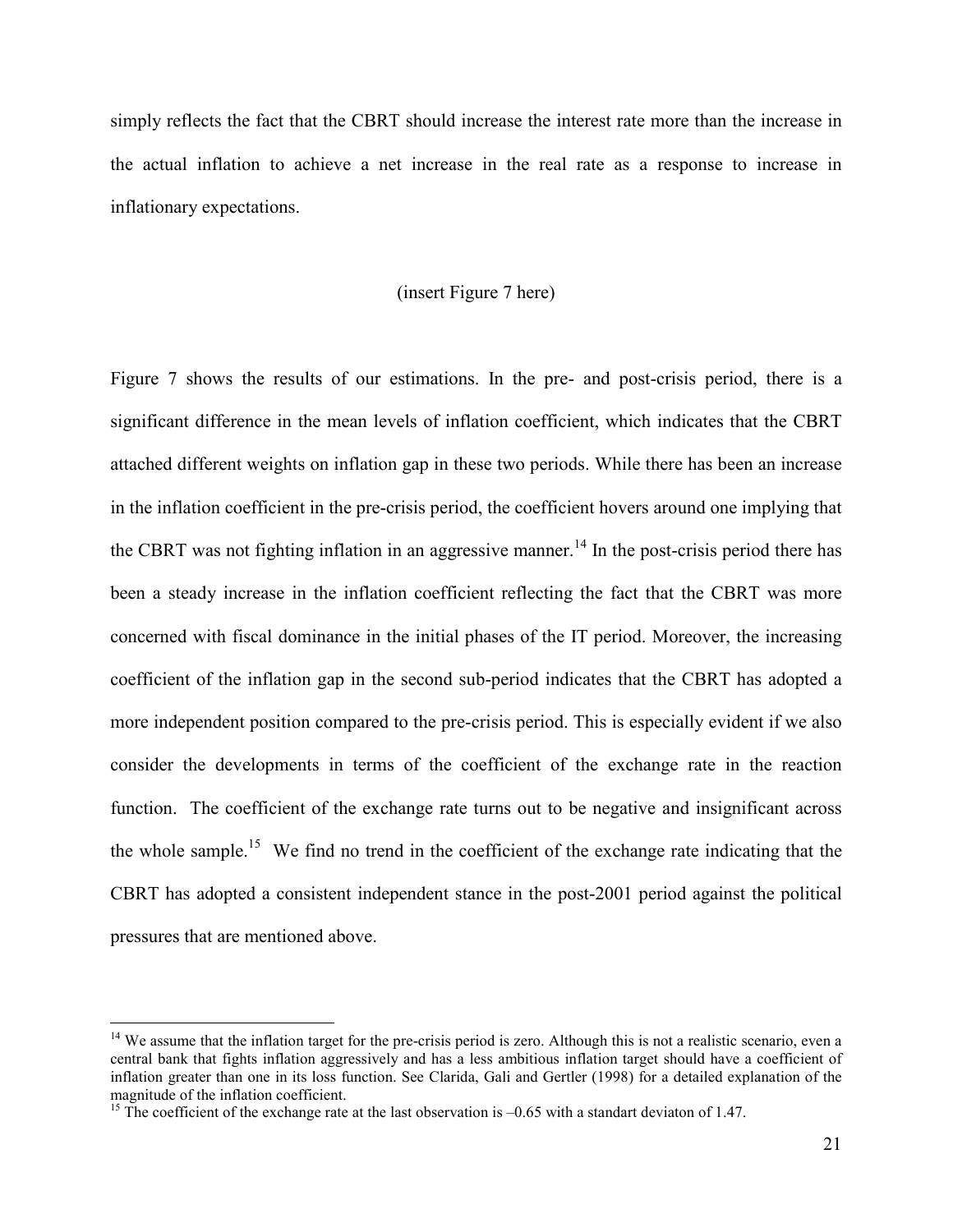simply reflects the fact that the CBRT should increase the interest rate more than the increase in the actual inflation to achieve a net increase in the real rate as a response to increase in inflationary expectations.

(insert Figure 7 here)

Figure 7 shows the results of our estimations. In the pre- and post-crisis period, there is a significant difference in the mean levels of inflation coefficient, which indicates that the CBRT attached different weights on inflation gap in these two periods. While there has been an increase in the inflation coefficient in the pre-crisis period, the coefficient hovers around one implying that the CBRT was not fighting inflation in an aggressive manner.[14] In the post-crisis period there has been a steady increase in the inflation coefficient reflecting the fact that the CBRT was more concerned with fiscal dominance in the initial phases of the IT period. Moreover, the increasing coefficient of the inflation gap in the second sub-period indicates that the CBRT has adopted a more independent position compared to the pre-crisis period. This is especially evident if we also consider the developments in terms of the coefficient of the exchange rate in the reaction function. The coefficient of the exchange rate turns out to be negative and insignificant across the whole sample.[15] We find no trend in the coefficient of the exchange rate indicating that the CBRT has adopted a consistent independent stance in the post-2001 period against the political pressures that are mentioned above.

---

[14] We assume that the inflation target for the pre-crisis period is zero. Although this is not a realistic scenario, even a central bank that fights inflation aggressively and has a less ambitious inflation target should have a coefficient of inflation greater than one in its loss function. See Clarida, Gali and Gertler (1998) for a detailed explanation of the magnitude of the inflation coefficient.

[15] The coefficient of the exchange rate at the last observation is –0.65 with a standart deviaton of 1.47.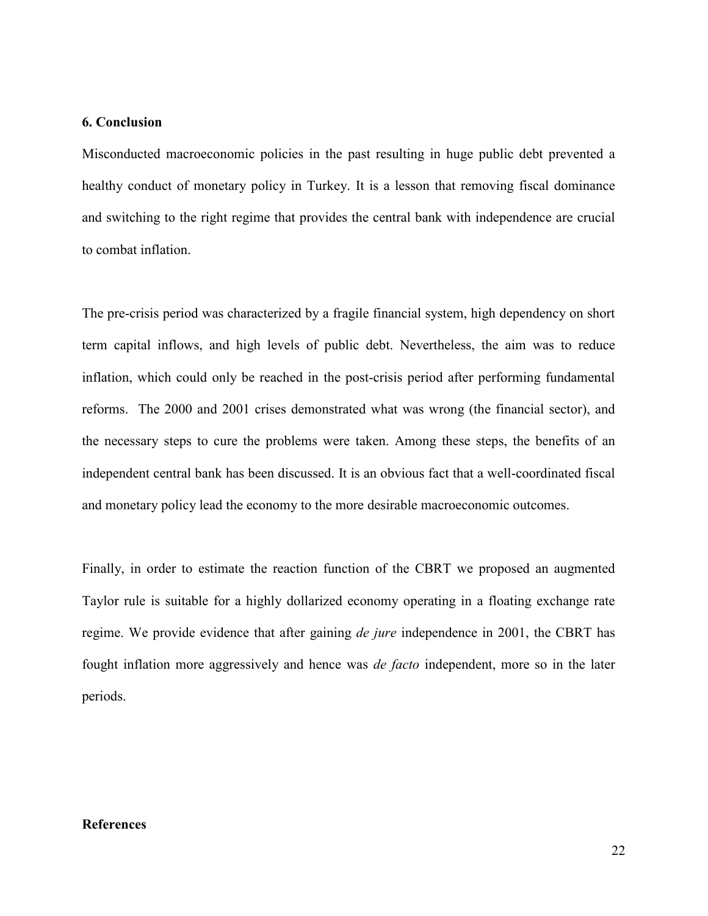## 6. Conclusion

Misconducted macroeconomic policies in the past resulting in huge public debt prevented a healthy conduct of monetary policy in Turkey. It is a lesson that removing fiscal dominance and switching to the right regime that provides the central bank with independence are crucial to combat inflation.

The pre-crisis period was characterized by a fragile financial system, high dependency on short term capital inflows, and high levels of public debt. Nevertheless, the aim was to reduce inflation, which could only be reached in the post-crisis period after performing fundamental reforms. The 2000 and 2001 crises demonstrated what was wrong (the financial sector), and the necessary steps to cure the problems were taken. Among these steps, the benefits of an independent central bank has been discussed. It is an obvious fact that a well-coordinated fiscal and monetary policy lead the economy to the more desirable macroeconomic outcomes.

Finally, in order to estimate the reaction function of the CBRT we proposed an augmented Taylor rule is suitable for a highly dollarized economy operating in a floating exchange rate regime. We provide evidence that after gaining *de jure* independence in 2001, the CBRT has fought inflation more aggressively and hence was *de facto* independent, more so in the later periods.

## References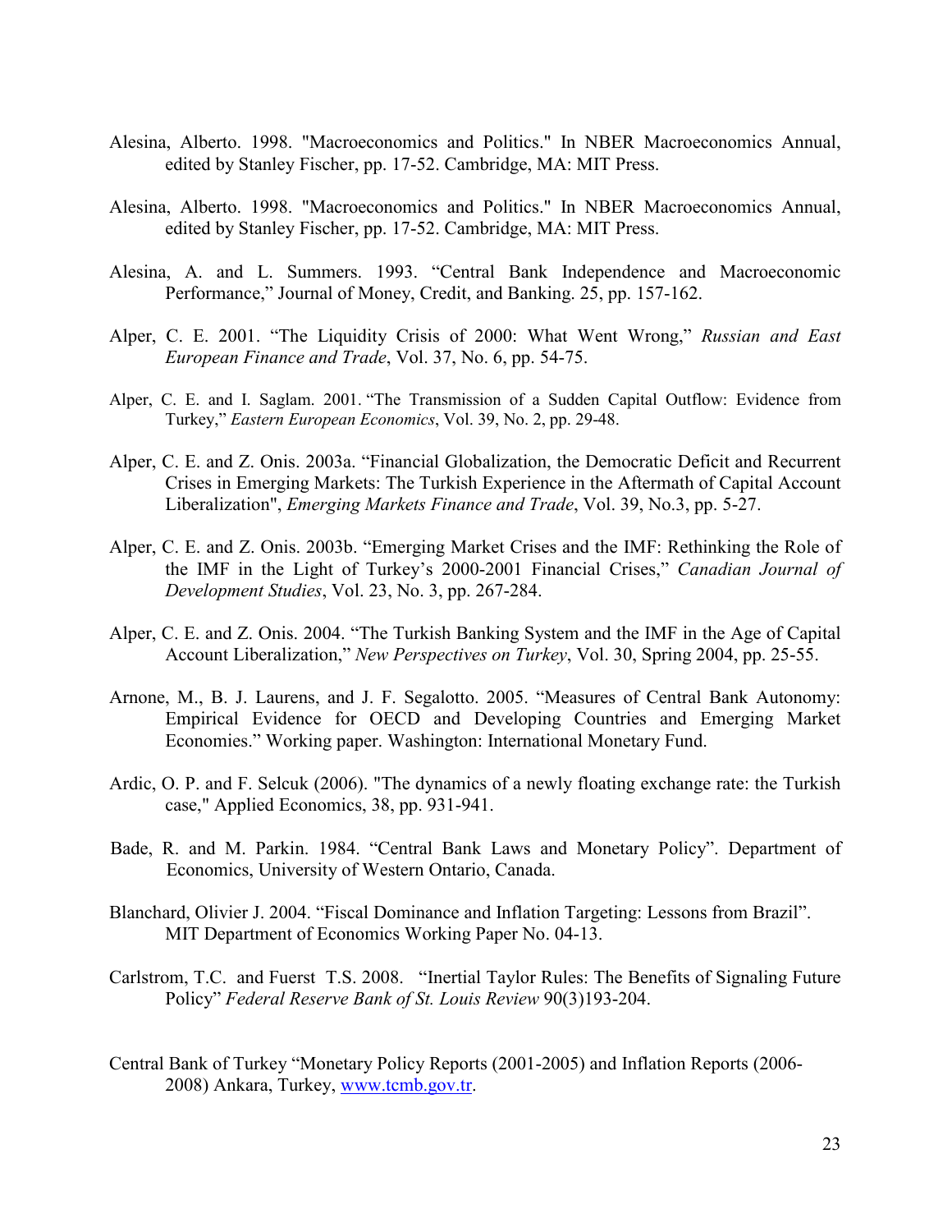Alesina, Alberto. 1998. "Macroeconomics and Politics." In NBER Macroeconomics Annual, edited by Stanley Fischer, pp. 17-52. Cambridge, MA: MIT Press.

Alesina, Alberto. 1998. "Macroeconomics and Politics." In NBER Macroeconomics Annual, edited by Stanley Fischer, pp. 17-52. Cambridge, MA: MIT Press.

Alesina, A. and L. Summers. 1993. "Central Bank Independence and Macroeconomic Performance," Journal of Money, Credit, and Banking. 25, pp. 157-162.

Alper, C. E. 2001. "The Liquidity Crisis of 2000: What Went Wrong," *Russian and East European Finance and Trade*, Vol. 37, No. 6, pp. 54-75.

Alper, C. E. and I. Saglam. 2001. "The Transmission of a Sudden Capital Outflow: Evidence from Turkey," *Eastern European Economics*, Vol. 39, No. 2, pp. 29-48.

Alper, C. E. and Z. Onis. 2003a. "Financial Globalization, the Democratic Deficit and Recurrent Crises in Emerging Markets: The Turkish Experience in the Aftermath of Capital Account Liberalization", *Emerging Markets Finance and Trade*, Vol. 39, No.3, pp. 5-27.

Alper, C. E. and Z. Onis. 2003b. "Emerging Market Crises and the IMF: Rethinking the Role of the IMF in the Light of Turkey's 2000-2001 Financial Crises," *Canadian Journal of Development Studies*, Vol. 23, No. 3, pp. 267-284.

Alper, C. E. and Z. Onis. 2004. "The Turkish Banking System and the IMF in the Age of Capital Account Liberalization," *New Perspectives on Turkey*, Vol. 30, Spring 2004, pp. 25-55.

Arnone, M., B. J. Laurens, and J. F. Segalotto. 2005. "Measures of Central Bank Autonomy: Empirical Evidence for OECD and Developing Countries and Emerging Market Economies." Working paper. Washington: International Monetary Fund.

Ardic, O. P. and F. Selcuk (2006). "The dynamics of a newly floating exchange rate: the Turkish case," Applied Economics, 38, pp. 931-941.

Bade, R. and M. Parkin. 1984. "Central Bank Laws and Monetary Policy". Department of Economics, University of Western Ontario, Canada.

Blanchard, Olivier J. 2004. "Fiscal Dominance and Inflation Targeting: Lessons from Brazil". MIT Department of Economics Working Paper No. 04-13.

Carlstrom, T.C. and Fuerst T.S. 2008. "Inertial Taylor Rules: The Benefits of Signaling Future Policy" *Federal Reserve Bank of St. Louis Review* 90(3)193-204.

Central Bank of Turkey "Monetary Policy Reports (2001-2005) and Inflation Reports (2006-2008) Ankara, Turkey, www.tcmb.gov.tr.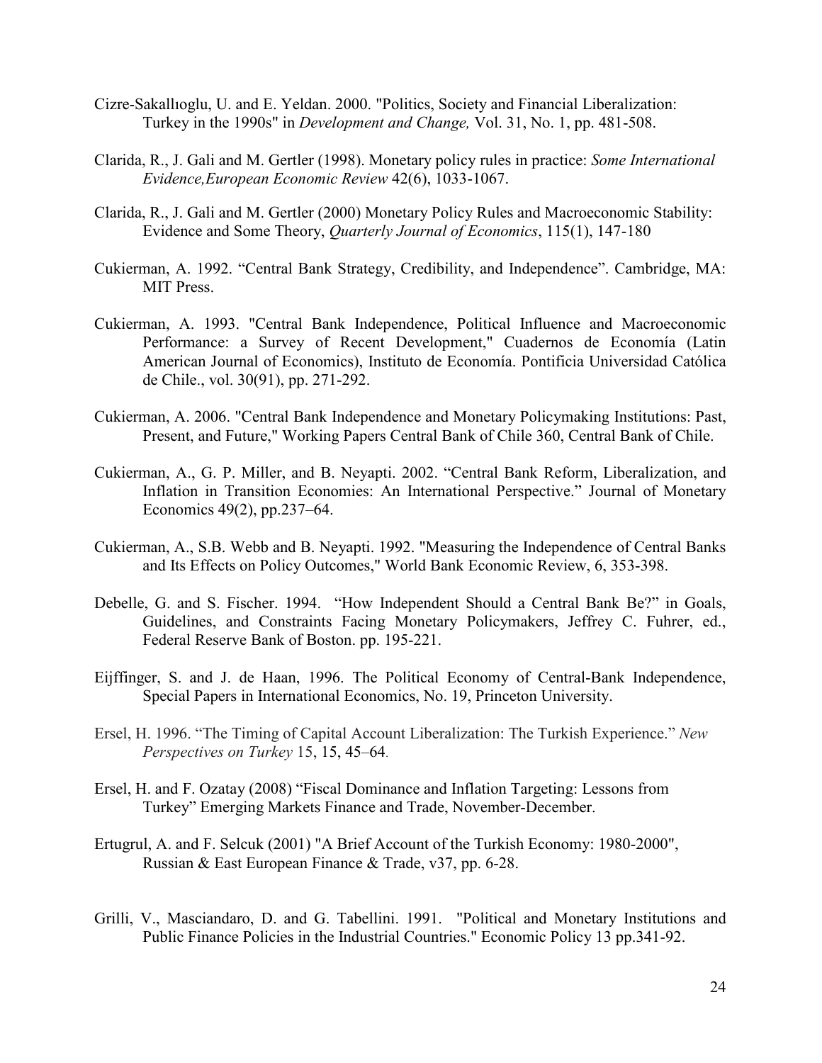Cizre-Sakallıoglu, U. and E. Yeldan. 2000. "Politics, Society and Financial Liberalization: Turkey in the 1990s" in *Development and Change,* Vol. 31, No. 1, pp. 481-508.

Clarida, R., J. Gali and M. Gertler (1998). Monetary policy rules in practice: *Some International Evidence,European Economic Review* 42(6), 1033-1067.

Clarida, R., J. Gali and M. Gertler (2000) Monetary Policy Rules and Macroeconomic Stability: Evidence and Some Theory, *Quarterly Journal of Economics*, 115(1), 147-180

Cukierman, A. 1992. "Central Bank Strategy, Credibility, and Independence". Cambridge, MA: MIT Press.

Cukierman, A. 1993. "Central Bank Independence, Political Influence and Macroeconomic Performance: a Survey of Recent Development," Cuadernos de Economía (Latin American Journal of Economics), Instituto de Economía. Pontificia Universidad Católica de Chile., vol. 30(91), pp. 271-292.

Cukierman, A. 2006. "Central Bank Independence and Monetary Policymaking Institutions: Past, Present, and Future," Working Papers Central Bank of Chile 360, Central Bank of Chile.

Cukierman, A., G. P. Miller, and B. Neyapti. 2002. "Central Bank Reform, Liberalization, and Inflation in Transition Economies: An International Perspective." Journal of Monetary Economics 49(2), pp.237–64.

Cukierman, A., S.B. Webb and B. Neyapti. 1992. "Measuring the Independence of Central Banks and Its Effects on Policy Outcomes," World Bank Economic Review, 6, 353-398.

Debelle, G. and S. Fischer. 1994. "How Independent Should a Central Bank Be?" in Goals, Guidelines, and Constraints Facing Monetary Policymakers, Jeffrey C. Fuhrer, ed., Federal Reserve Bank of Boston. pp. 195-221.

Eijffinger, S. and J. de Haan, 1996. The Political Economy of Central-Bank Independence, Special Papers in International Economics, No. 19, Princeton University.

Ersel, H. 1996. "The Timing of Capital Account Liberalization: The Turkish Experience." *New Perspectives on Turkey* 15, 15, 45–64.

Ersel, H. and F. Ozatay (2008) "Fiscal Dominance and Inflation Targeting: Lessons from Turkey" Emerging Markets Finance and Trade, November-December.

Ertugrul, A. and F. Selcuk (2001) "A Brief Account of the Turkish Economy: 1980-2000", Russian & East European Finance & Trade, v37, pp. 6-28.

Grilli, V., Masciandaro, D. and G. Tabellini. 1991. "Political and Monetary Institutions and Public Finance Policies in the Industrial Countries." Economic Policy 13 pp.341-92.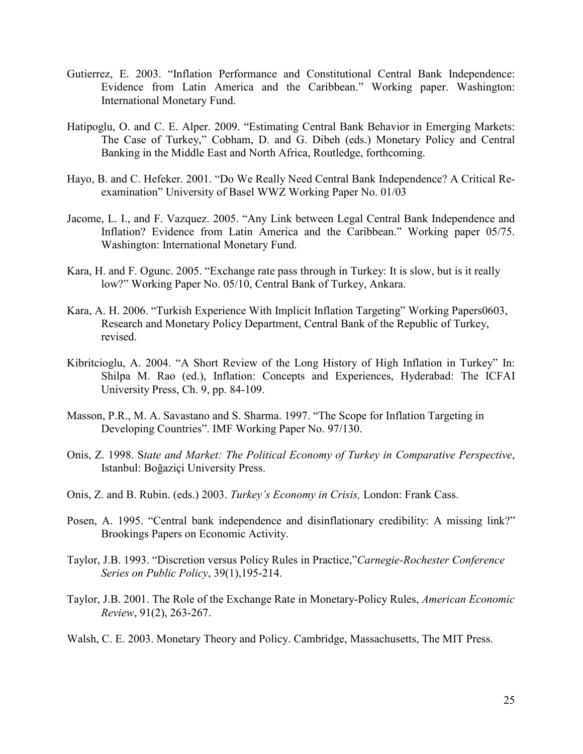Gutierrez, E. 2003. “Inflation Performance and Constitutional Central Bank Independence: Evidence from Latin America and the Caribbean.” Working paper. Washington: International Monetary Fund.

Hatipoglu, O. and C. E. Alper. 2009. “Estimating Central Bank Behavior in Emerging Markets: The Case of Turkey,” Cobham, D. and G. Dibeh (eds.) Monetary Policy and Central Banking in the Middle East and North Africa, Routledge, forthcoming.

Hayo, B. and C. Hefeker. 2001. “Do We Really Need Central Bank Independence? A Critical Re-examination” University of Basel WWZ Working Paper No. 01/03

Jacome, L. I., and F. Vazquez. 2005. “Any Link between Legal Central Bank Independence and Inflation? Evidence from Latin America and the Caribbean.” Working paper 05/75. Washington: International Monetary Fund.

Kara, H. and F. Ogunc. 2005. “Exchange rate pass through in Turkey: It is slow, but is it really low?” Working Paper No. 05/10, Central Bank of Turkey, Ankara.

Kara, A. H. 2006. “Turkish Experience With Implicit Inflation Targeting” Working Papers0603, Research and Monetary Policy Department, Central Bank of the Republic of Turkey, revised.

Kibritcioglu, A. 2004. “A Short Review of the Long History of High Inflation in Turkey” In: Shilpa M. Rao (ed.), Inflation: Concepts and Experiences, Hyderabad: The ICFAI University Press, Ch. 9, pp. 84-109.

Masson, P.R., M. A. Savastano and S. Sharma. 1997. “The Scope for Inflation Targeting in Developing Countries”. IMF Working Paper No. 97/130.

Onis, Z. 1998. S*tate and Market: The Political Economy of Turkey in Comparative Perspective*, Istanbul: Boğaziçi University Press.

Onis, Z. and B. Rubin. (eds.) 2003. *Turkey’s Economy in Crisis,* London: Frank Cass.

Posen, A. 1995. “Central bank independence and disinflationary credibility: A missing link?” Brookings Papers on Economic Activity.

Taylor, J.B. 1993. “Discretion versus Policy Rules in Practice,”*Carnegie-Rochester Conference Series on Public Policy*, 39(1),195-214.

Taylor, J.B. 2001. The Role of the Exchange Rate in Monetary-Policy Rules, *American Economic Review*, 91(2), 263-267.

Walsh, C. E. 2003. Monetary Theory and Policy. Cambridge, Massachusetts, The MIT Press.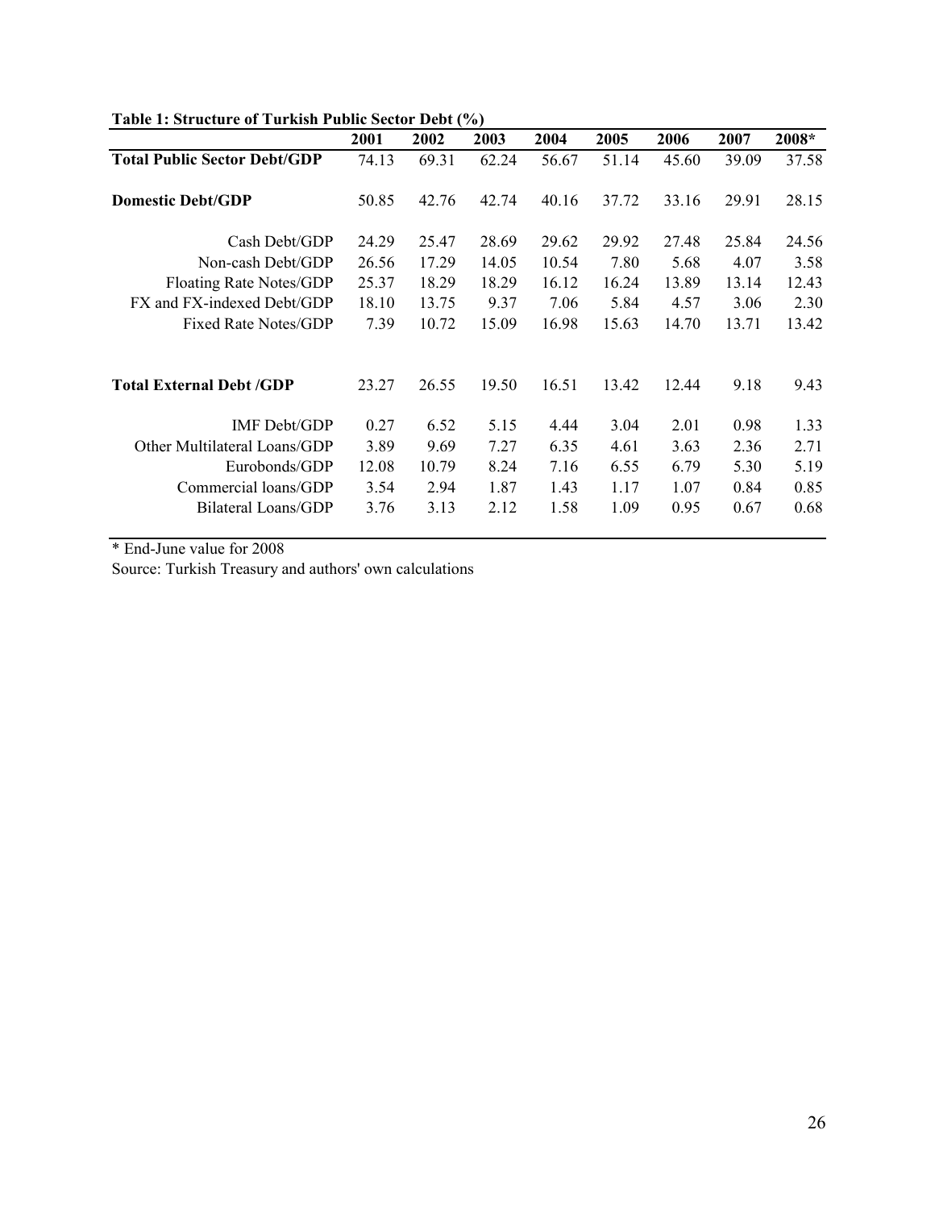**Table 1: Structure of Turkish Public Sector Debt (%)**

| | 2001 | 2002 | 2003 | 2004 | 2005 | 2006 | 2007 | 2008* |
|---|---|---|---|---|---|---|---|---|
| **Total Public Sector Debt/GDP** | 74.13 | 69.31 | 62.24 | 56.67 | 51.14 | 45.60 | 39.09 | 37.58 |
| **Domestic Debt/GDP** | 50.85 | 42.76 | 42.74 | 40.16 | 37.72 | 33.16 | 29.91 | 28.15 |
| Cash Debt/GDP | 24.29 | 25.47 | 28.69 | 29.62 | 29.92 | 27.48 | 25.84 | 24.56 |
| Non-cash Debt/GDP | 26.56 | 17.29 | 14.05 | 10.54 | 7.80 | 5.68 | 4.07 | 3.58 |
| Floating Rate Notes/GDP | 25.37 | 18.29 | 18.29 | 16.12 | 16.24 | 13.89 | 13.14 | 12.43 |
| FX and FX-indexed Debt/GDP | 18.10 | 13.75 | 9.37 | 7.06 | 5.84 | 4.57 | 3.06 | 2.30 |
| Fixed Rate Notes/GDP | 7.39 | 10.72 | 15.09 | 16.98 | 15.63 | 14.70 | 13.71 | 13.42 |
| **Total External Debt /GDP** | 23.27 | 26.55 | 19.50 | 16.51 | 13.42 | 12.44 | 9.18 | 9.43 |
| IMF Debt/GDP | 0.27 | 6.52 | 5.15 | 4.44 | 3.04 | 2.01 | 0.98 | 1.33 |
| Other Multilateral Loans/GDP | 3.89 | 9.69 | 7.27 | 6.35 | 4.61 | 3.63 | 2.36 | 2.71 |
| Eurobonds/GDP | 12.08 | 10.79 | 8.24 | 7.16 | 6.55 | 6.79 | 5.30 | 5.19 |
| Commercial loans/GDP | 3.54 | 2.94 | 1.87 | 1.43 | 1.17 | 1.07 | 0.84 | 0.85 |
| Bilateral Loans/GDP | 3.76 | 3.13 | 2.12 | 1.58 | 1.09 | 0.95 | 0.67 | 0.68 |

\* End-June value for 2008

Source: Turkish Treasury and authors' own calculations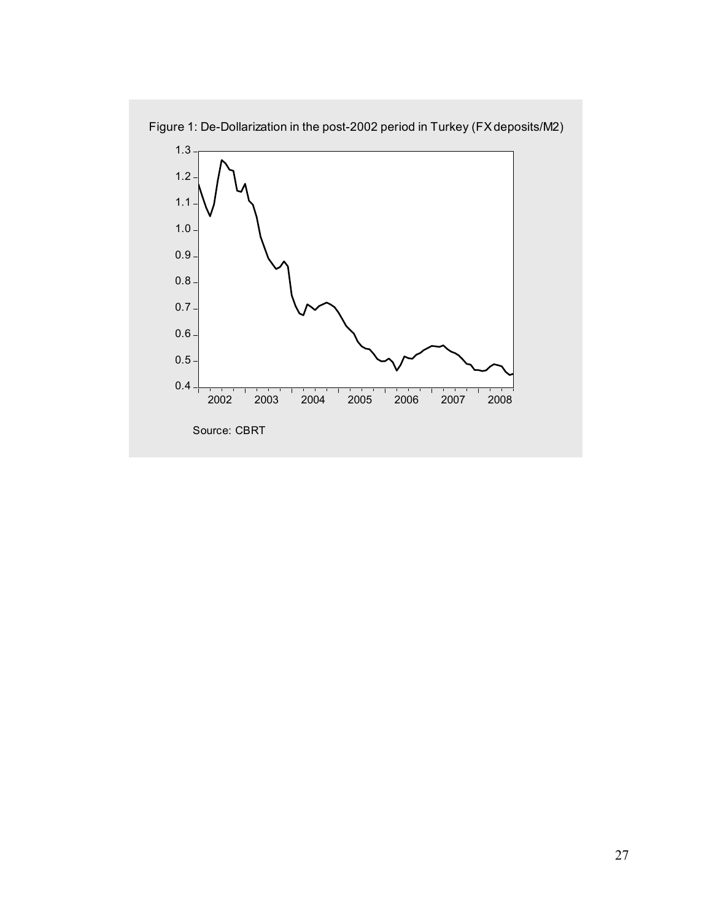Figure 1: De-Dollarization in the post-2002 period in Turkey (FX deposits/M2)

Source: CBRT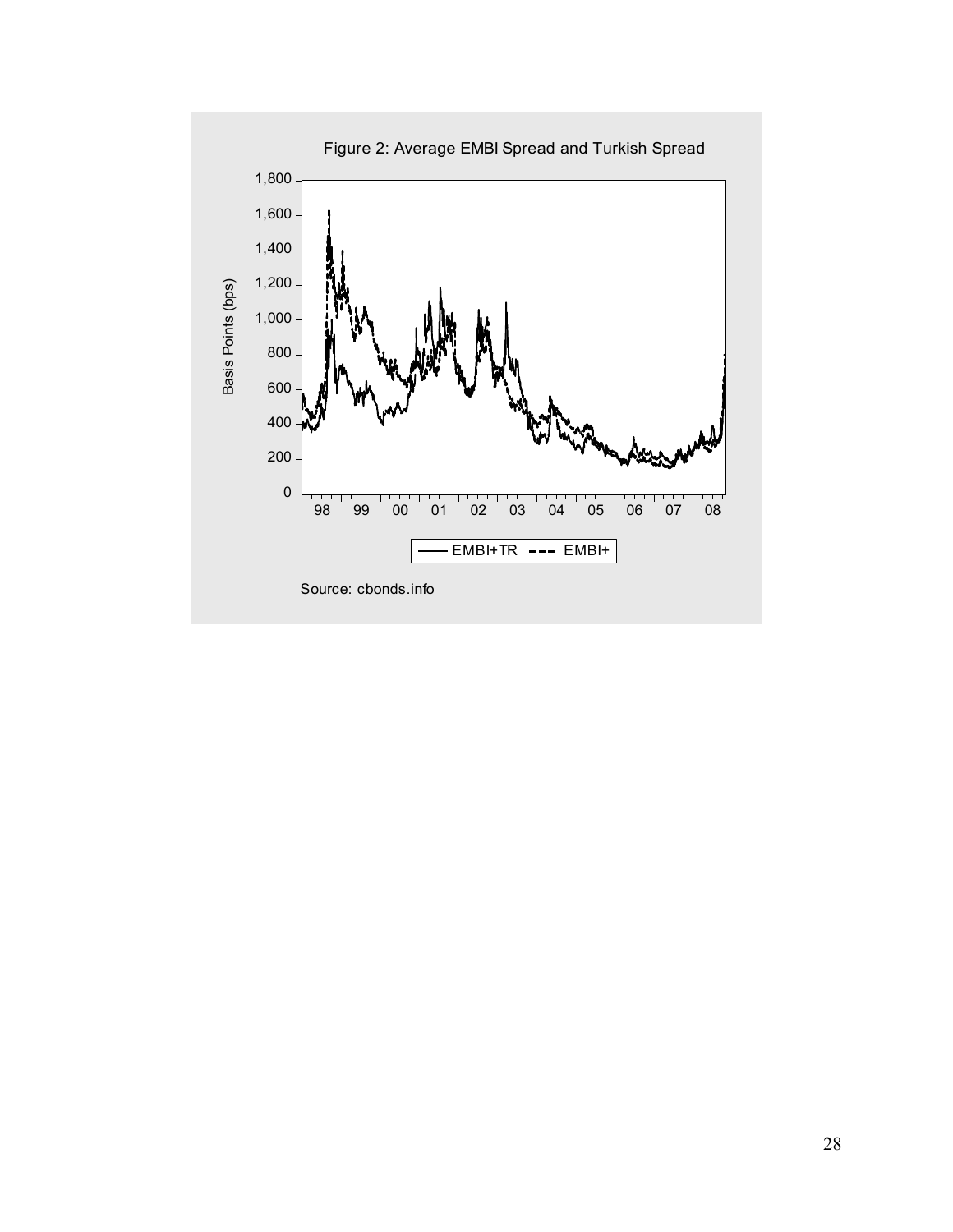Figure 2: Average EMBI Spread and Turkish Spread

Source: cbonds.info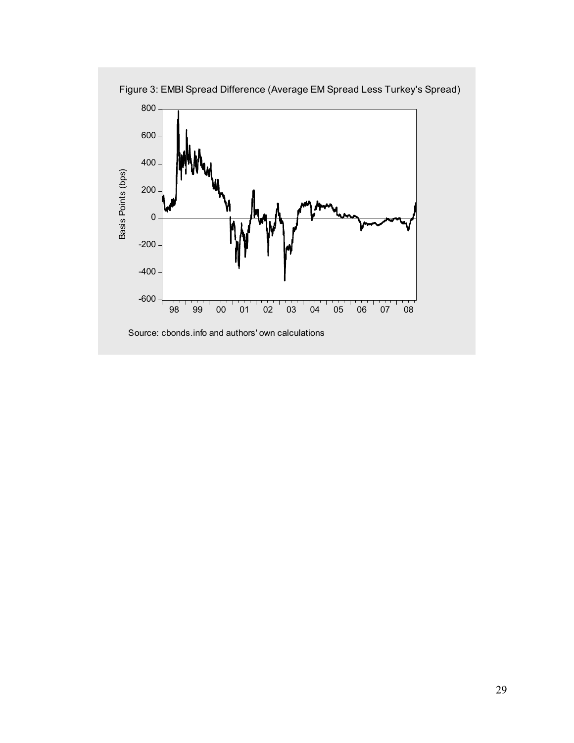Figure 3: EMBI Spread Difference (Average EM Spread Less Turkey's Spread)

Source: cbonds.info and authors' own calculations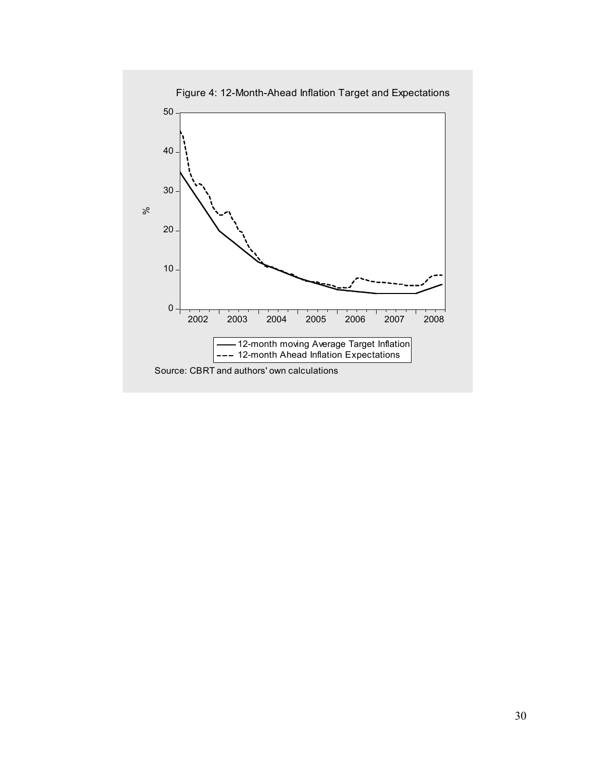Figure 4: 12-Month-Ahead Inflation Target and Expectations

Source: CBRT and authors' own calculations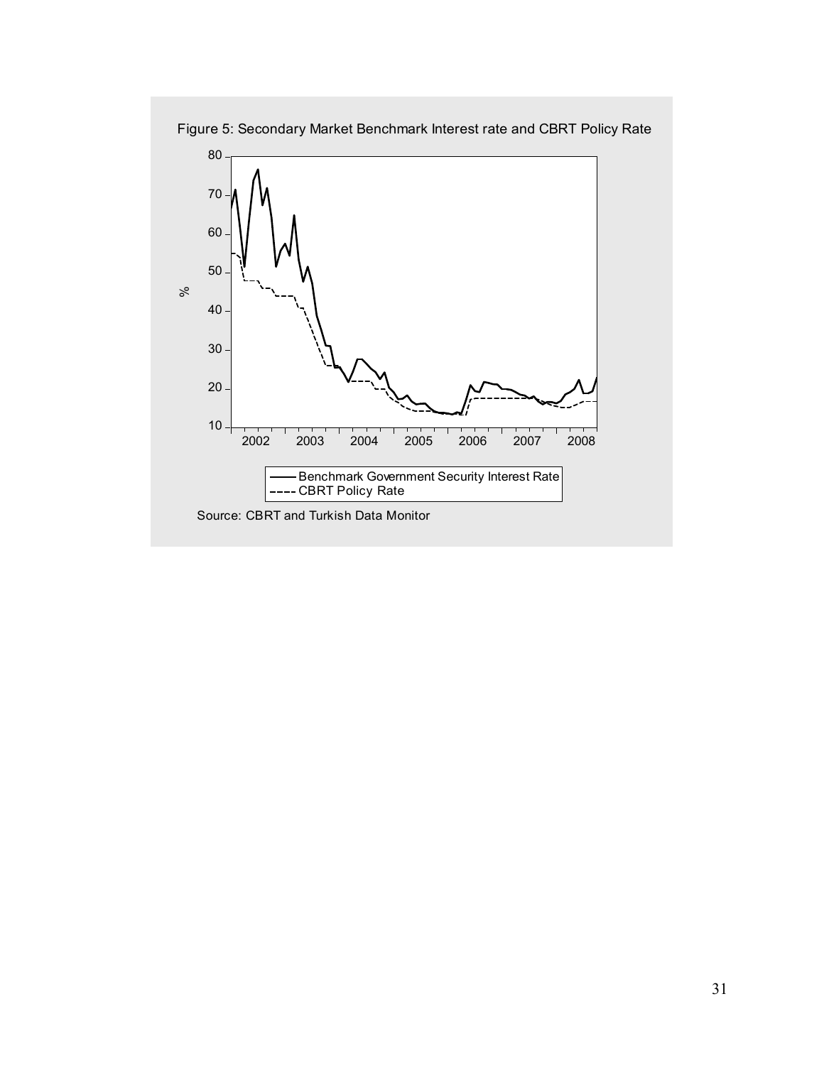Figure 5: Secondary Market Benchmark Interest rate and CBRT Policy Rate

Source: CBRT and Turkish Data Monitor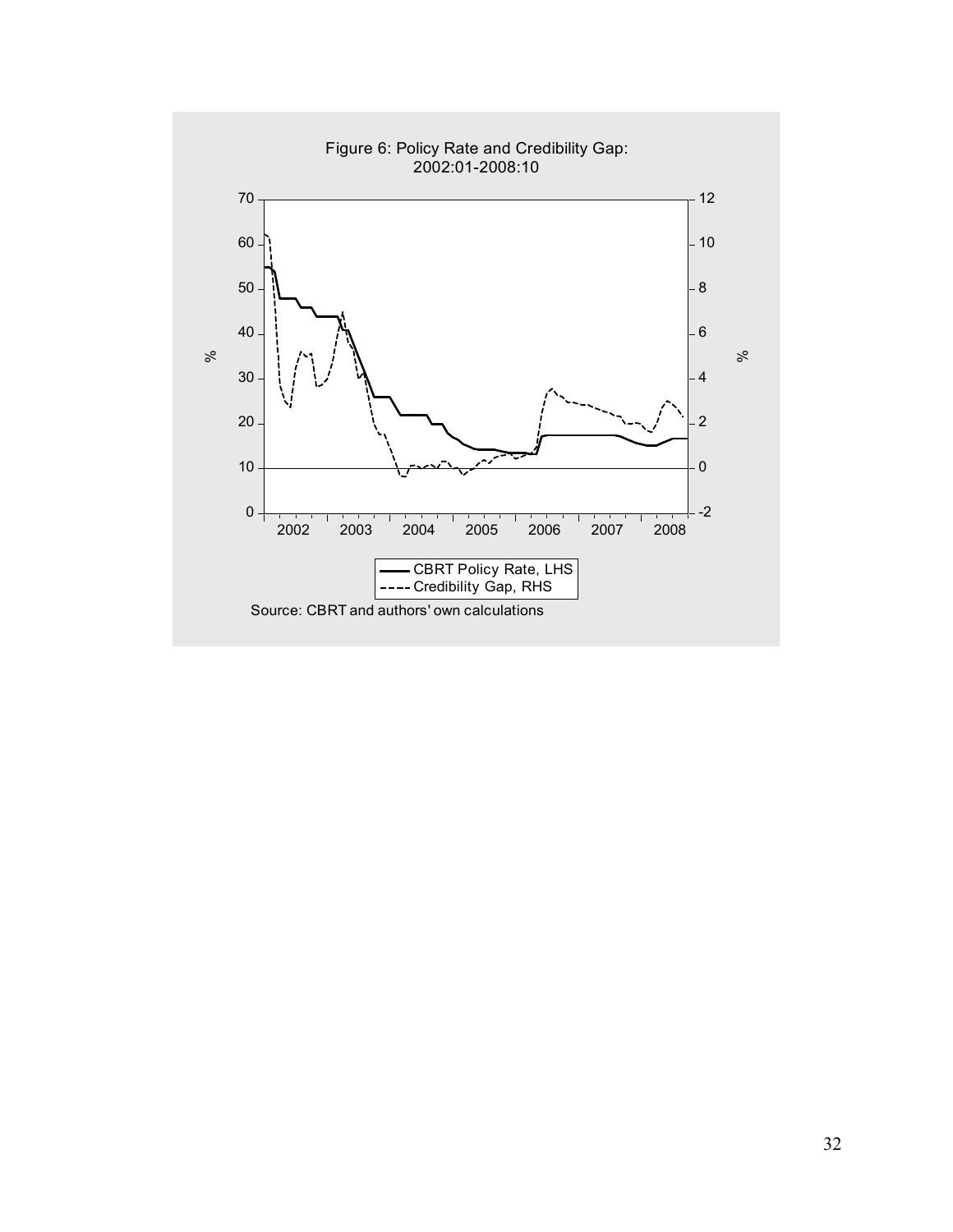Figure 6: Policy Rate and Credibility Gap: 2002:01-2008:10

Source: CBRT and authors' own calculations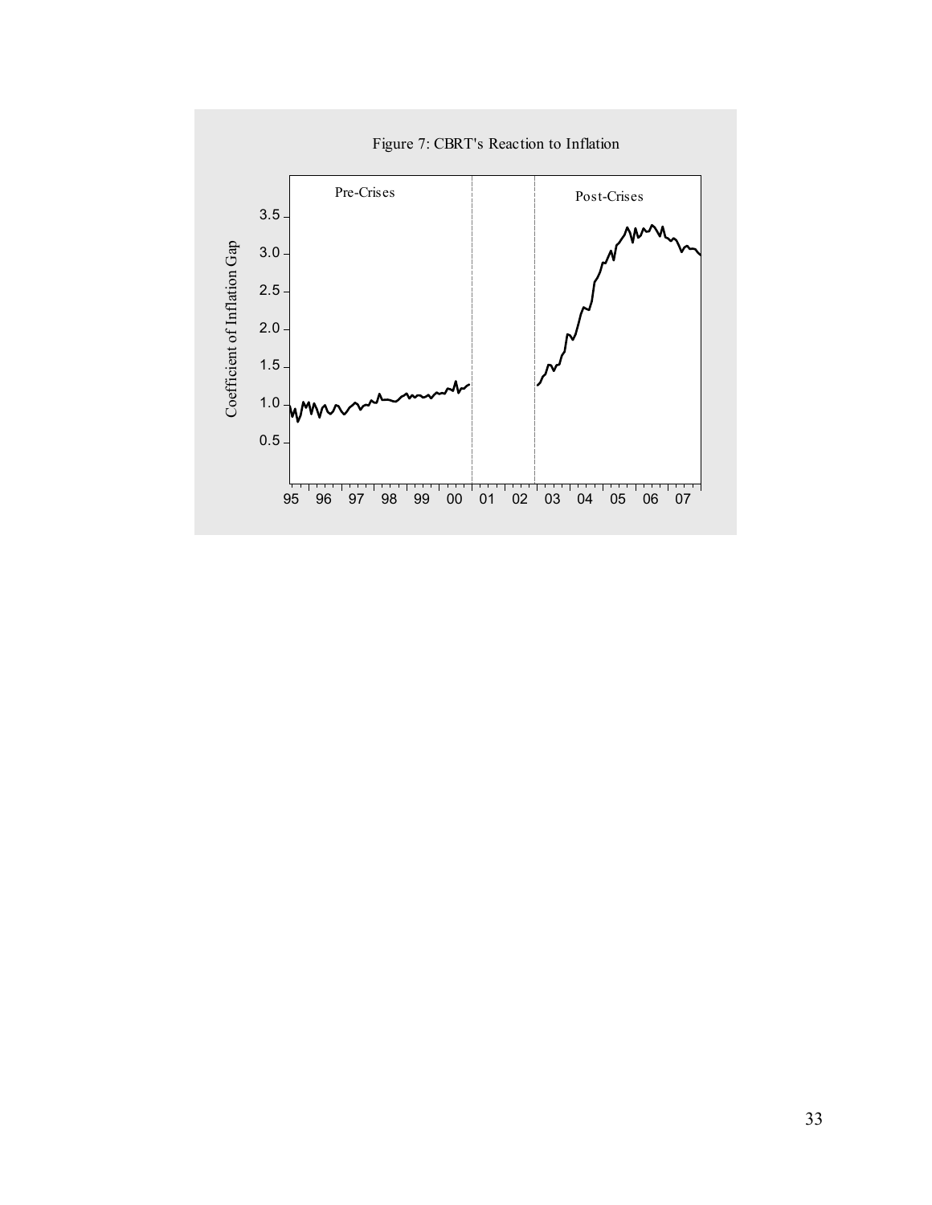Figure 7: CBRT's Reaction to Inflation

Coefficient of Inflation Gap

Pre-Crises

Post-Crises

3.5
3.0
2.5
2.0
1.5
1.0
0.5

95 96 97 98 99 00 01 02 03 04 05 06 07